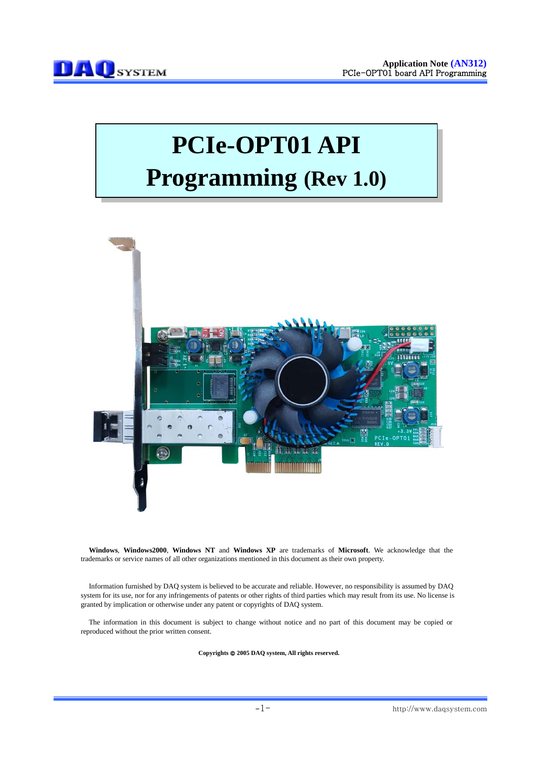# PCIe-OPT01 API Programming (Rev 1.0)

**Windows**, **Windows2000**, **Windows NT** and **Windows XP** are trademarks of **Microsoft**. We acknowledge that the trademarks or service names of all other organizations mentioned in this document as their own property.

Information furnished by DAQ system is believed to be accurate and reliable. However, no responsibility is assumed by DAQ system for its use, nor for any infringements of patents or other rights of third parties which may result from its use. No license is granted by implication or otherwise under any patent or copyrights of DAQ system.

The information in this document is subject to change without notice and no part of this document may be copied or reproduced without the prior written consent.

**Copyrights © 2005 DAQ system, All rights reserved.**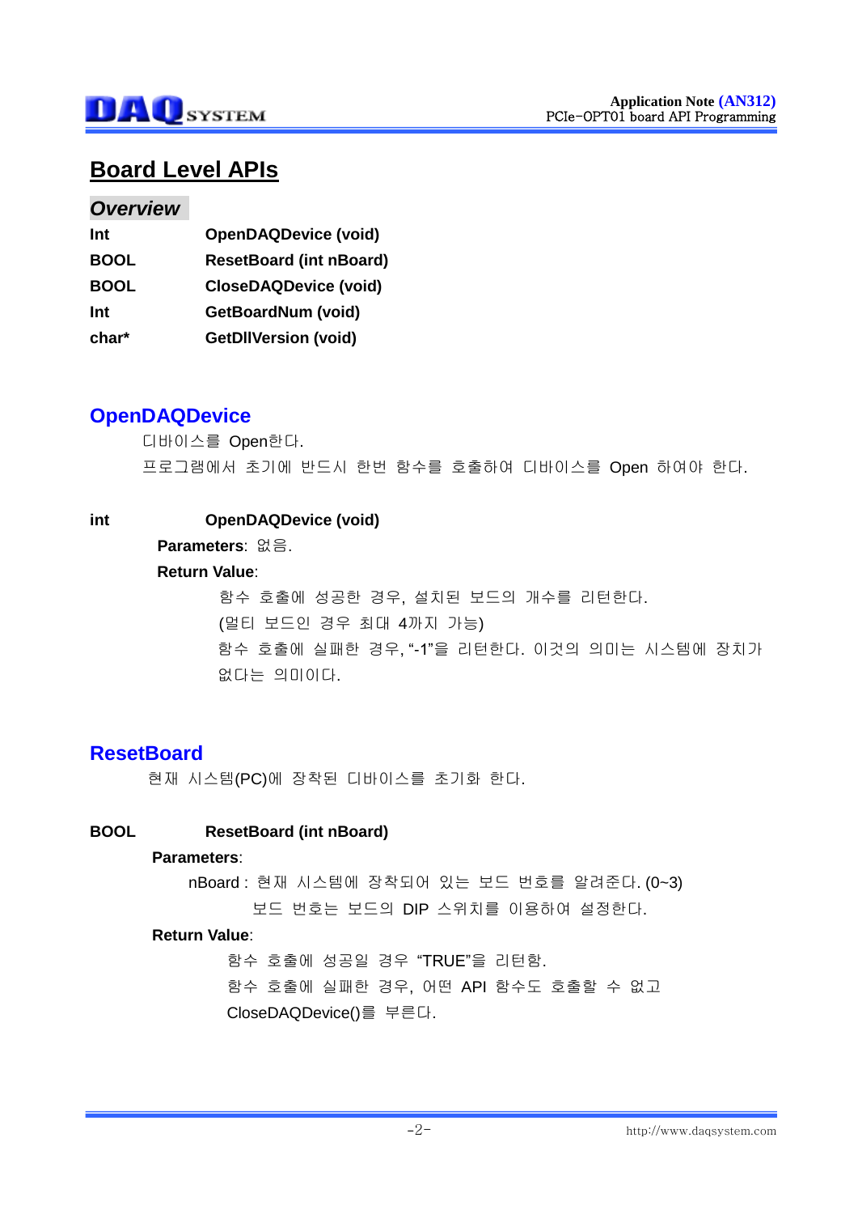# Board Level APIs

## *Overview*

| | |
|---|---|
| **Int** | **OpenDAQDevice (void)** |
| **BOOL** | **ResetBoard (int nBoard)** |
| **BOOL** | **CloseDAQDevice (void)** |
| **Int** | **GetBoardNum (void)** |
| **char*** | **GetDllVersion (void)** |

## OpenDAQDevice

디바이스를 Open한다.

프로그램에서 초기에 반드시 한번 함수를 호출하여 디바이스를 Open 하여야 한다.

**int** **OpenDAQDevice (void)**

**Parameters**: 없음.

**Return Value**:

함수 호출에 성공한 경우, 설치된 보드의 개수를 리턴한다.

(멀티 보드인 경우 최대 4까지 가능)

함수 호출에 실패한 경우, "-1"을 리턴한다. 이것의 의미는 시스템에 장치가 없다는 의미이다.

## ResetBoard

현재 시스템(PC)에 장착된 디바이스를 초기화 한다.

**BOOL** **ResetBoard (int nBoard)**

**Parameters**:

nBoard : 현재 시스템에 장착되어 있는 보드 번호를 알려준다. (0~3)

보드 번호는 보드의 DIP 스위치를 이용하여 설정한다.

**Return Value**:

함수 호출에 성공일 경우 "TRUE"을 리턴함.

함수 호출에 실패한 경우, 어떤 API 함수도 호출할 수 없고 CloseDAQDevice()를 부른다.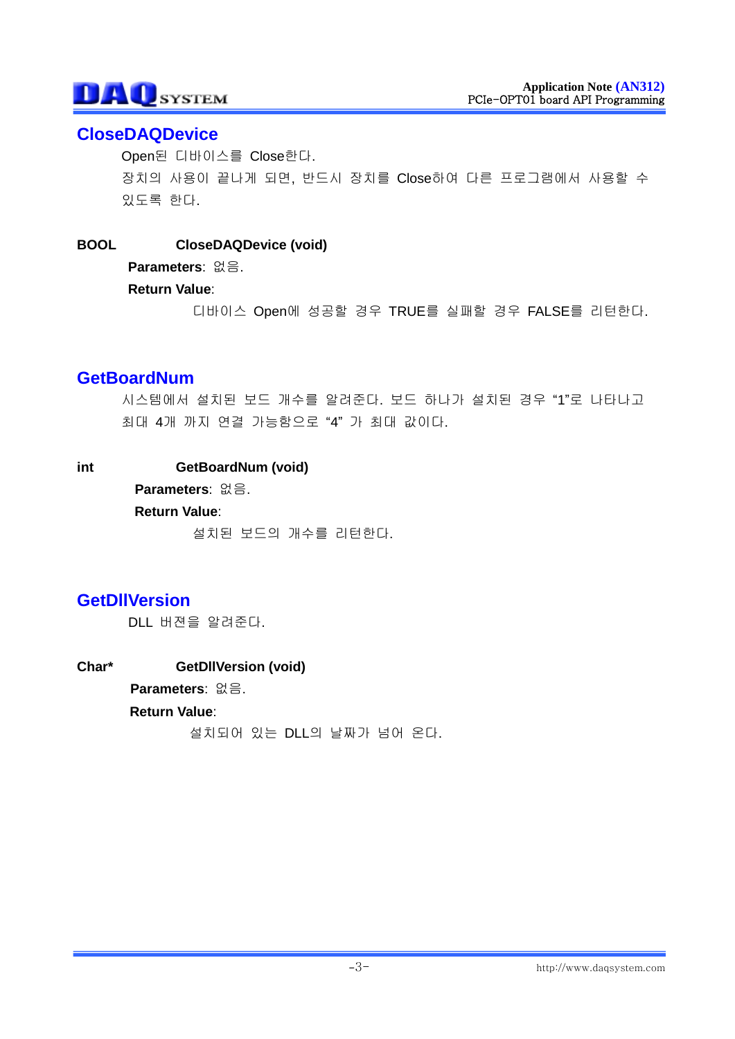## CloseDAQDevice

Open된 디바이스를 Close한다.
장치의 사용이 끝나게 되면, 반드시 장치를 Close하여 다른 프로그램에서 사용할 수 있도록 한다.

**BOOL** **CloseDAQDevice (void)**

**Parameters**: 없음.

**Return Value**:

디바이스 Open에 성공할 경우 TRUE를 실패할 경우 FALSE를 리턴한다.

## GetBoardNum

시스템에서 설치된 보드 개수를 알려준다. 보드 하나가 설치된 경우 "1"로 나타나고 최대 4개 까지 연결 가능함으로 "4" 가 최대 값이다.

**int** **GetBoardNum (void)**

**Parameters**: 없음.

**Return Value**:

설치된 보드의 개수를 리턴한다.

## GetDllVersion

DLL 버젼을 알려준다.

**Char*** **GetDllVersion (void)**

**Parameters**: 없음.

**Return Value**:

설치되어 있는 DLL의 날짜가 넘어 온다.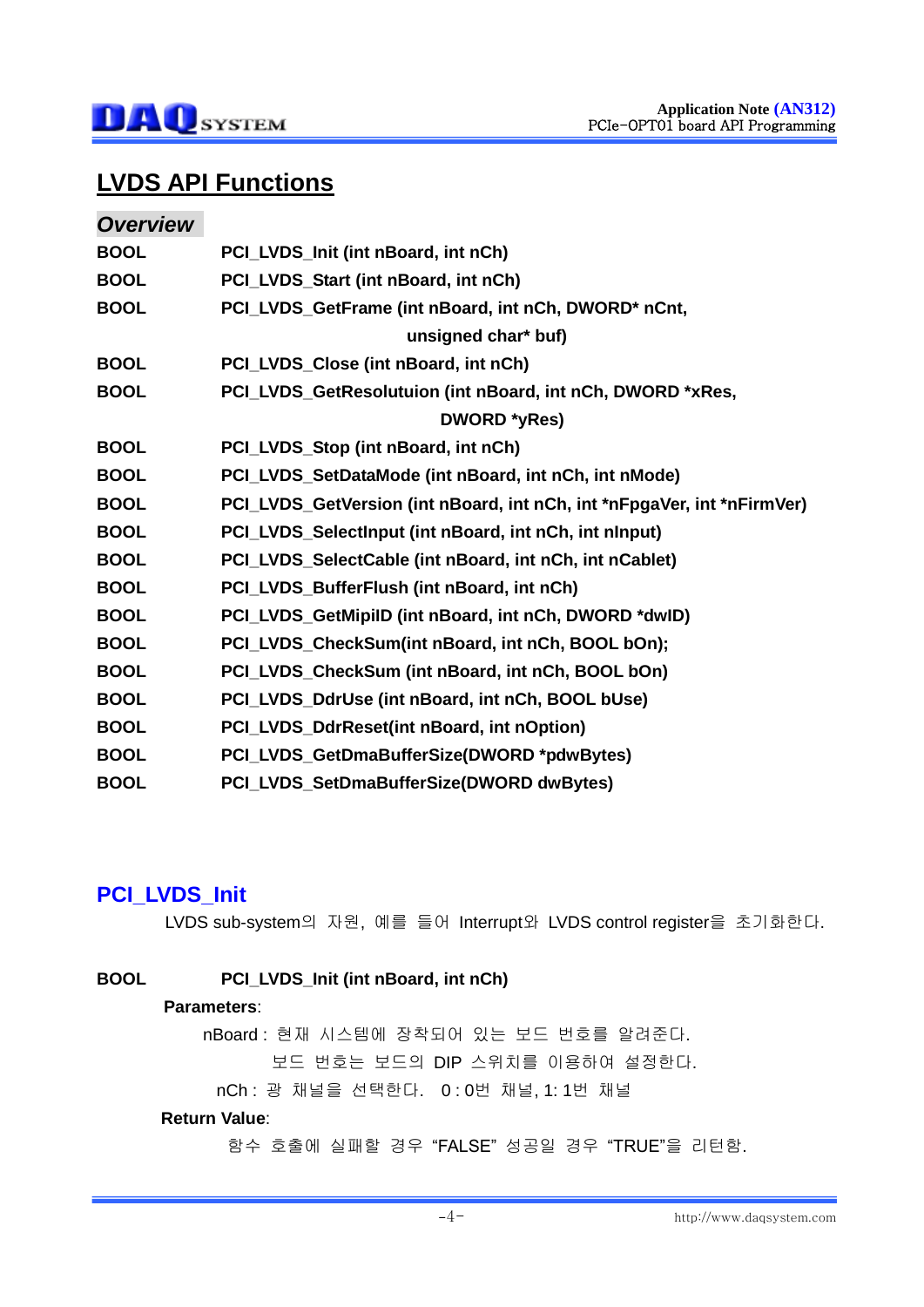## LVDS API Functions

### *Overview*

| | |
|---|---|
| **BOOL** | **PCI_LVDS_Init (int nBoard, int nCh)** |
| **BOOL** | **PCI_LVDS_Start (int nBoard, int nCh)** |
| **BOOL** | **PCI_LVDS_GetFrame (int nBoard, int nCh, DWORD* nCnt, unsigned char* buf)** |
| **BOOL** | **PCI_LVDS_Close (int nBoard, int nCh)** |
| **BOOL** | **PCI_LVDS_GetResolutuion (int nBoard, int nCh, DWORD *xRes, DWORD *yRes)** |
| **BOOL** | **PCI_LVDS_Stop (int nBoard, int nCh)** |
| **BOOL** | **PCI_LVDS_SetDataMode (int nBoard, int nCh, int nMode)** |
| **BOOL** | **PCI_LVDS_GetVersion (int nBoard, int nCh, int *nFpgaVer, int *nFirmVer)** |
| **BOOL** | **PCI_LVDS_SelectInput (int nBoard, int nCh, int nInput)** |
| **BOOL** | **PCI_LVDS_SelectCable (int nBoard, int nCh, int nCablet)** |
| **BOOL** | **PCI_LVDS_BufferFlush (int nBoard, int nCh)** |
| **BOOL** | **PCI_LVDS_GetMipiID (int nBoard, int nCh, DWORD *dwID)** |
| **BOOL** | **PCI_LVDS_CheckSum(int nBoard, int nCh, BOOL bOn);** |
| **BOOL** | **PCI_LVDS_CheckSum (int nBoard, int nCh, BOOL bOn)** |
| **BOOL** | **PCI_LVDS_DdrUse (int nBoard, int nCh, BOOL bUse)** |
| **BOOL** | **PCI_LVDS_DdrReset(int nBoard, int nOption)** |
| **BOOL** | **PCI_LVDS_GetDmaBufferSize(DWORD *pdwBytes)** |
| **BOOL** | **PCI_LVDS_SetDmaBufferSize(DWORD dwBytes)** |

## PCI_LVDS_Init

LVDS sub-system의 자원, 예를 들어 Interrupt와 LVDS control register을 초기화한다.

**BOOL** **PCI_LVDS_Init (int nBoard, int nCh)**

**Parameters**:

nBoard : 현재 시스템에 장착되어 있는 보드 번호를 알려준다.
보드 번호는 보드의 DIP 스위치를 이용하여 설정한다.

nCh : 광 채널을 선택한다. 0 : 0번 채널, 1: 1번 채널

**Return Value**:

함수 호출에 실패할 경우 “FALSE” 성공일 경우 “TRUE”을 리턴함.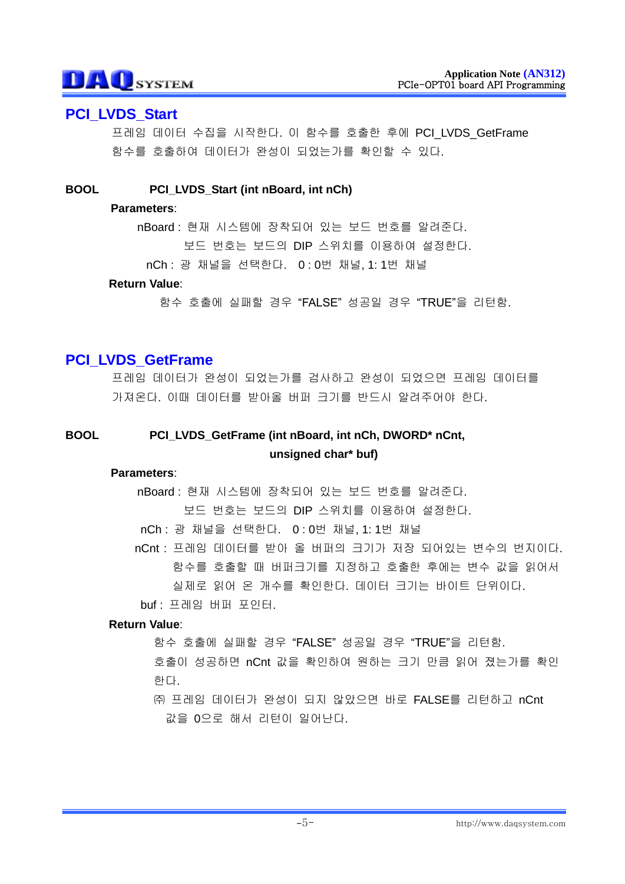## PCI_LVDS_Start

프레임 데이터 수집을 시작한다. 이 함수를 호출한 후에 PCI_LVDS_GetFrame 함수를 호출하여 데이터가 완성이 되었는가를 확인할 수 있다.

**BOOL** **PCI_LVDS_Start (int nBoard, int nCh)**

**Parameters**:

nBoard : 현재 시스템에 장착되어 있는 보드 번호를 알려준다.
보드 번호는 보드의 DIP 스위치를 이용하여 설정한다.

nCh : 광 채널을 선택한다. 0 : 0번 채널, 1: 1번 채널

**Return Value**:

함수 호출에 실패할 경우 "FALSE" 성공일 경우 "TRUE"을 리턴함.

## PCI_LVDS_GetFrame

프레임 데이터가 완성이 되었는가를 검사하고 완성이 되었으면 프레임 데이터를 가져온다. 이때 데이터를 받아올 버퍼 크기를 반드시 알려주어야 한다.

**BOOL** **PCI_LVDS_GetFrame (int nBoard, int nCh, DWORD* nCnt, unsigned char* buf)**

**Parameters**:

nBoard : 현재 시스템에 장착되어 있는 보드 번호를 알려준다.
보드 번호는 보드의 DIP 스위치를 이용하여 설정한다.

nCh : 광 채널을 선택한다. 0 : 0번 채널, 1: 1번 채널

nCnt : 프레임 데이터를 받아 올 버퍼의 크기가 저장 되어있는 변수의 번지이다.
함수를 호출할 때 버퍼크기를 지정하고 호출한 후에는 변수 값을 읽어서 실제로 읽어 온 개수를 확인한다. 데이터 크기는 바이트 단위이다.

buf : 프레임 버퍼 포인터.

**Return Value**:

함수 호출에 실패할 경우 "FALSE" 성공일 경우 "TRUE"을 리턴함.
호출이 성공하면 nCnt 값을 확인하여 원하는 크기 만큼 읽어 졌는가를 확인한다.

㈜ 프레임 데이터가 완성이 되지 않았으면 바로 FALSE를 리턴하고 nCnt 값을 0으로 해서 리턴이 일어난다.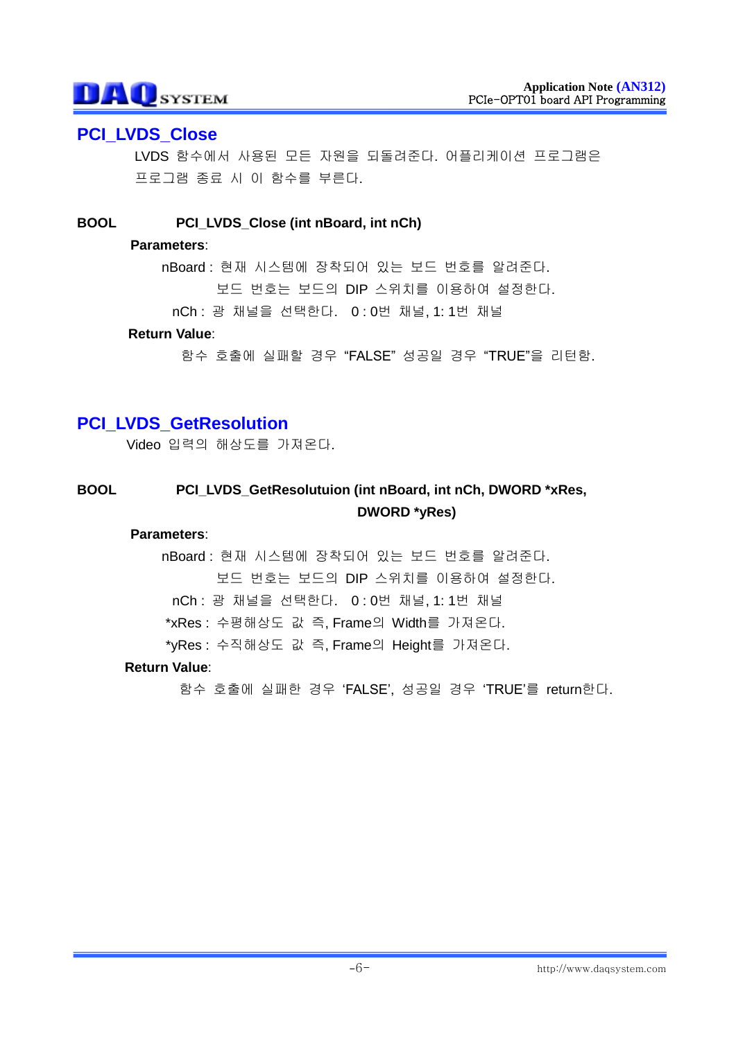## PCI_LVDS_Close

LVDS 함수에서 사용된 모든 자원을 되돌려준다. 어플리케이션 프로그램은 프로그램 종료 시 이 함수를 부른다.

**BOOL** **PCI_LVDS_Close (int nBoard, int nCh)**

**Parameters**:

nBoard : 현재 시스템에 장착되어 있는 보드 번호를 알려준다.
보드 번호는 보드의 DIP 스위치를 이용하여 설정한다.

nCh : 광 채널을 선택한다. 0 : 0번 채널, 1: 1번 채널

**Return Value**:

함수 호출에 실패할 경우 "FALSE" 성공일 경우 "TRUE"을 리턴함.

## PCI_LVDS_GetResolution

Video 입력의 해상도를 가져온다.

**BOOL** **PCI_LVDS_GetResolutuion (int nBoard, int nCh, DWORD *xRes, DWORD *yRes)**

**Parameters**:

nBoard : 현재 시스템에 장착되어 있는 보드 번호를 알려준다.
보드 번호는 보드의 DIP 스위치를 이용하여 설정한다.

nCh : 광 채널을 선택한다. 0 : 0번 채널, 1: 1번 채널

*xRes : 수평해상도 값 즉, Frame의 Width를 가져온다.

*yRes : 수직해상도 값 즉, Frame의 Height를 가져온다.

**Return Value**:

함수 호출에 실패한 경우 'FALSE', 성공일 경우 'TRUE'를 return한다.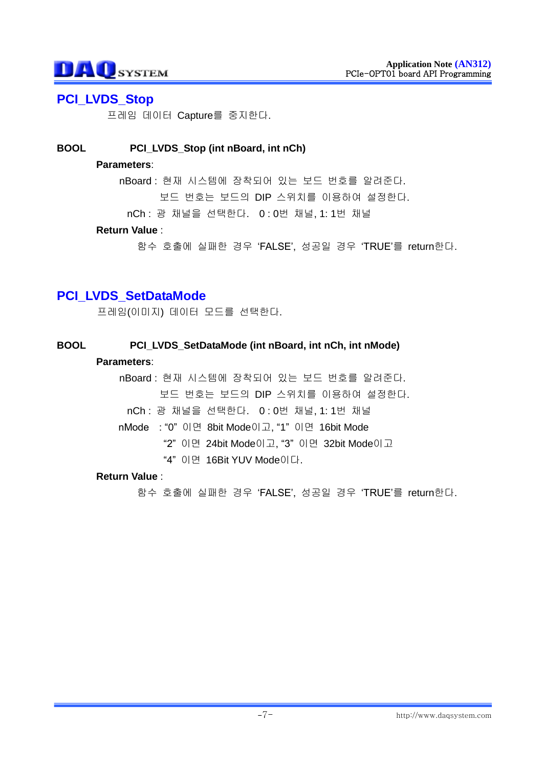## PCI_LVDS_Stop

프레임 데이터 Capture를 중지한다.

**BOOL** **PCI_LVDS_Stop (int nBoard, int nCh)**

**Parameters**:

nBoard : 현재 시스템에 장착되어 있는 보드 번호를 알려준다.
보드 번호는 보드의 DIP 스위치를 이용하여 설정한다.

nCh : 광 채널을 선택한다. 0 : 0번 채널, 1: 1번 채널

**Return Value** :

함수 호출에 실패한 경우 'FALSE', 성공일 경우 'TRUE'를 return한다.

## PCI_LVDS_SetDataMode

프레임(이미지) 데이터 모드를 선택한다.

**BOOL** **PCI_LVDS_SetDataMode (int nBoard, int nCh, int nMode)**

**Parameters**:

nBoard : 현재 시스템에 장착되어 있는 보드 번호를 알려준다.
보드 번호는 보드의 DIP 스위치를 이용하여 설정한다.

nCh : 광 채널을 선택한다. 0 : 0번 채널, 1: 1번 채널

nMode : "0" 이면 8bit Mode이고, "1" 이면 16bit Mode
"2" 이면 24bit Mode이고, "3" 이면 32bit Mode이고
"4" 이면 16Bit YUV Mode이다.

**Return Value** :

함수 호출에 실패한 경우 'FALSE', 성공일 경우 'TRUE'를 return한다.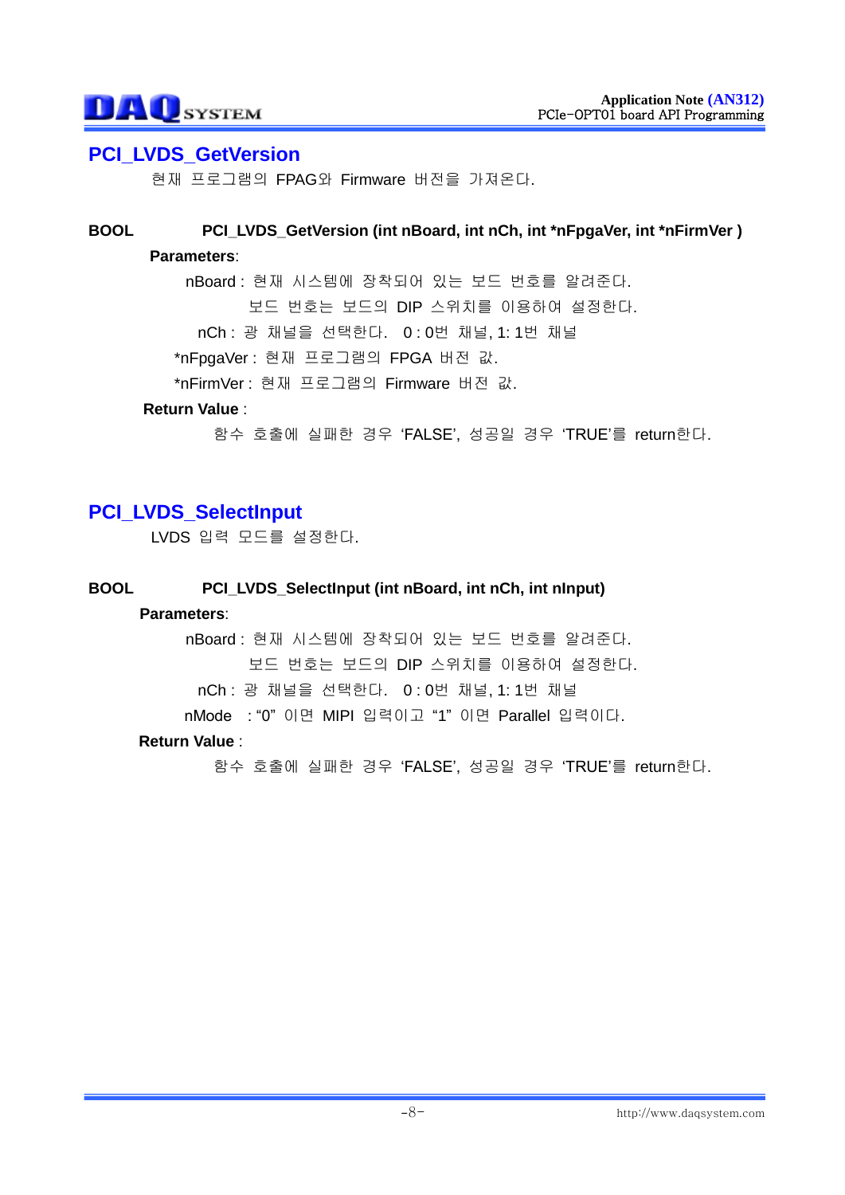## PCI_LVDS_GetVersion

현재 프로그램의 FPAG와 Firmware 버전을 가져온다.

**BOOL** **PCI_LVDS_GetVersion (int nBoard, int nCh, int *nFpgaVer, int *nFirmVer )**

**Parameters**:

nBoard : 현재 시스템에 장착되어 있는 보드 번호를 알려준다.
보드 번호는 보드의 DIP 스위치를 이용하여 설정한다.

nCh : 광 채널을 선택한다. 0 : 0번 채널, 1: 1번 채널

*nFpgaVer : 현재 프로그램의 FPGA 버전 값.

*nFirmVer : 현재 프로그램의 Firmware 버전 값.

**Return Value** :

함수 호출에 실패한 경우 'FALSE', 성공일 경우 'TRUE'를 return한다.

## PCI_LVDS_SelectInput

LVDS 입력 모드를 설정한다.

**BOOL** **PCI_LVDS_SelectInput (int nBoard, int nCh, int nInput)**

**Parameters**:

nBoard : 현재 시스템에 장착되어 있는 보드 번호를 알려준다.
보드 번호는 보드의 DIP 스위치를 이용하여 설정한다.

nCh : 광 채널을 선택한다. 0 : 0번 채널, 1: 1번 채널

nMode : "0" 이면 MIPI 입력이고 "1" 이면 Parallel 입력이다.

**Return Value** :

함수 호출에 실패한 경우 'FALSE', 성공일 경우 'TRUE'를 return한다.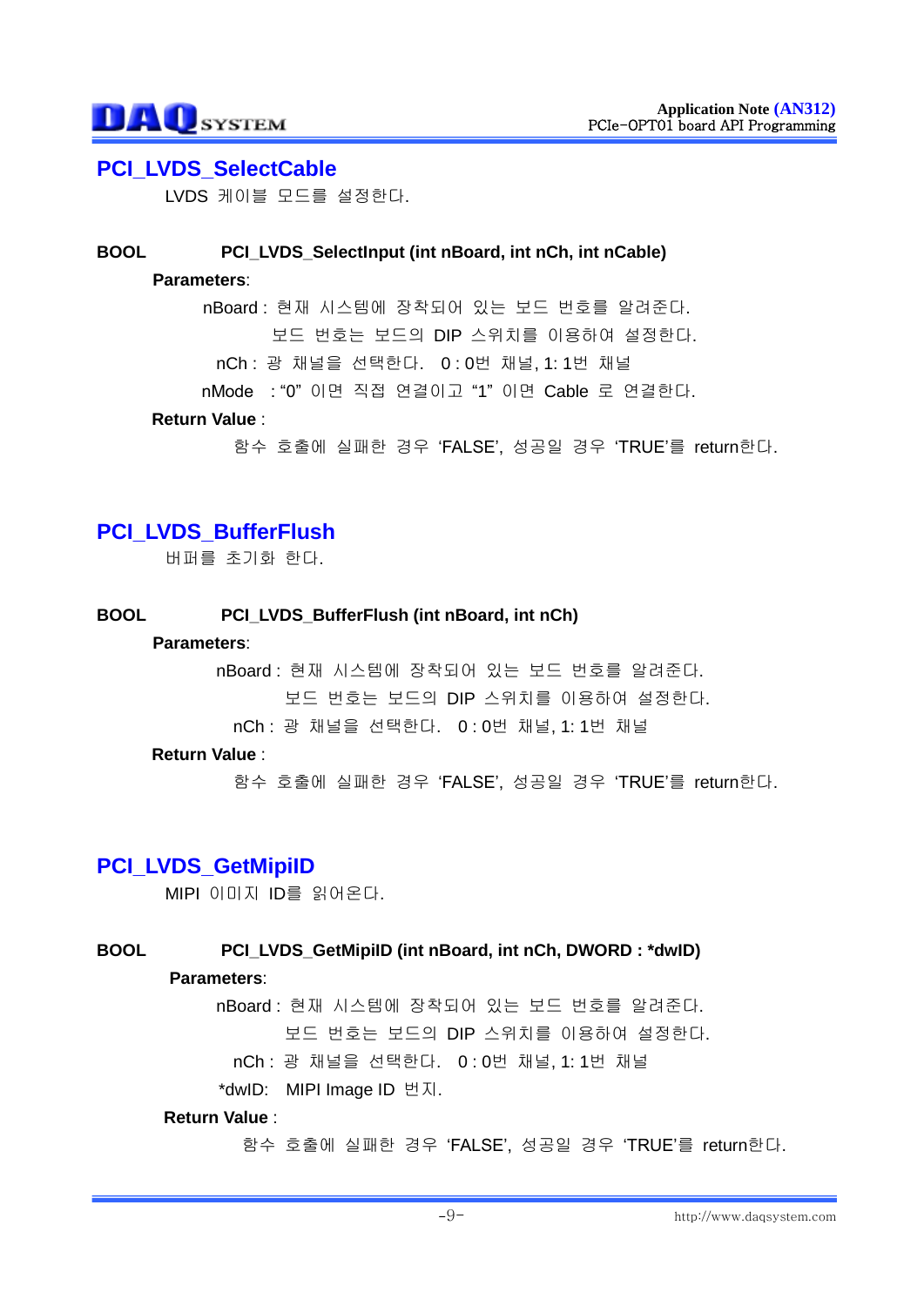## PCI_LVDS_SelectCable

LVDS 케이블 모드를 설정한다.

**BOOL** **PCI_LVDS_SelectInput (int nBoard, int nCh, int nCable)**

**Parameters**:

nBoard : 현재 시스템에 장착되어 있는 보드 번호를 알려준다.
보드 번호는 보드의 DIP 스위치를 이용하여 설정한다.

nCh : 광 채널을 선택한다. 0 : 0번 채널, 1: 1번 채널

nMode : "0" 이면 직접 연결이고 "1" 이면 Cable 로 연결한다.

**Return Value** :

함수 호출에 실패한 경우 'FALSE', 성공일 경우 'TRUE'를 return한다.

## PCI_LVDS_BufferFlush

버퍼를 초기화 한다.

**BOOL** **PCI_LVDS_BufferFlush (int nBoard, int nCh)**

**Parameters**:

nBoard : 현재 시스템에 장착되어 있는 보드 번호를 알려준다.
보드 번호는 보드의 DIP 스위치를 이용하여 설정한다.

nCh : 광 채널을 선택한다. 0 : 0번 채널, 1: 1번 채널

**Return Value** :

함수 호출에 실패한 경우 'FALSE', 성공일 경우 'TRUE'를 return한다.

## PCI_LVDS_GetMipiID

MIPI 이미지 ID를 읽어온다.

**BOOL** **PCI_LVDS_GetMipiID (int nBoard, int nCh, DWORD : *dwID)**

**Parameters**:

nBoard : 현재 시스템에 장착되어 있는 보드 번호를 알려준다.
보드 번호는 보드의 DIP 스위치를 이용하여 설정한다.

nCh : 광 채널을 선택한다. 0 : 0번 채널, 1: 1번 채널

*dwID: MIPI Image ID 번지.

**Return Value** :

함수 호출에 실패한 경우 'FALSE', 성공일 경우 'TRUE'를 return한다.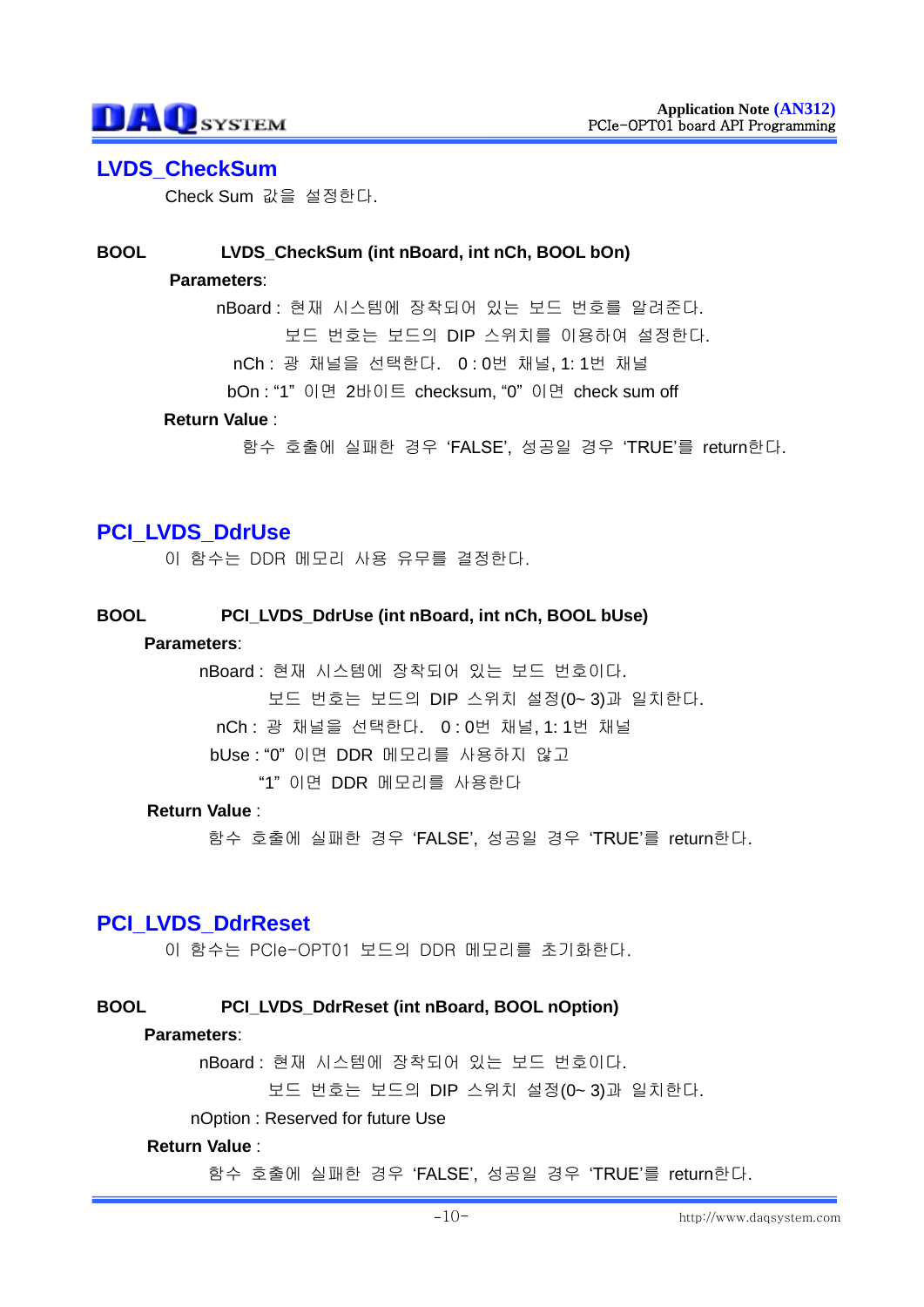## LVDS_CheckSum

Check Sum 값을 설정한다.

**BOOL LVDS_CheckSum (int nBoard, int nCh, BOOL bOn)**

**Parameters**:

nBoard : 현재 시스템에 장착되어 있는 보드 번호를 알려준다.
보드 번호는 보드의 DIP 스위치를 이용하여 설정한다.

nCh : 광 채널을 선택한다. 0 : 0번 채널, 1: 1번 채널

bOn : “1” 이면 2바이트 checksum, “0” 이면 check sum off

**Return Value** :

함수 호출에 실패한 경우 ‘FALSE’, 성공일 경우 ‘TRUE’를 return한다.

## PCI_LVDS_DdrUse

이 함수는 DDR 메모리 사용 유무를 결정한다.

**BOOL PCI_LVDS_DdrUse (int nBoard, int nCh, BOOL bUse)**

**Parameters**:

nBoard : 현재 시스템에 장착되어 있는 보드 번호이다.
보드 번호는 보드의 DIP 스위치 설정(0~ 3)과 일치한다.

nCh : 광 채널을 선택한다. 0 : 0번 채널, 1: 1번 채널

bUse : “0” 이면 DDR 메모리를 사용하지 않고
“1” 이면 DDR 메모리를 사용한다

**Return Value** :

함수 호출에 실패한 경우 ‘FALSE’, 성공일 경우 ‘TRUE’를 return한다.

## PCI_LVDS_DdrReset

이 함수는 PCIe-OPT01 보드의 DDR 메모리를 초기화한다.

**BOOL PCI_LVDS_DdrReset (int nBoard, BOOL nOption)**

**Parameters**:

nBoard : 현재 시스템에 장착되어 있는 보드 번호이다.
보드 번호는 보드의 DIP 스위치 설정(0~ 3)과 일치한다.

nOption : Reserved for future Use

**Return Value** :

함수 호출에 실패한 경우 ‘FALSE’, 성공일 경우 ‘TRUE’를 return한다.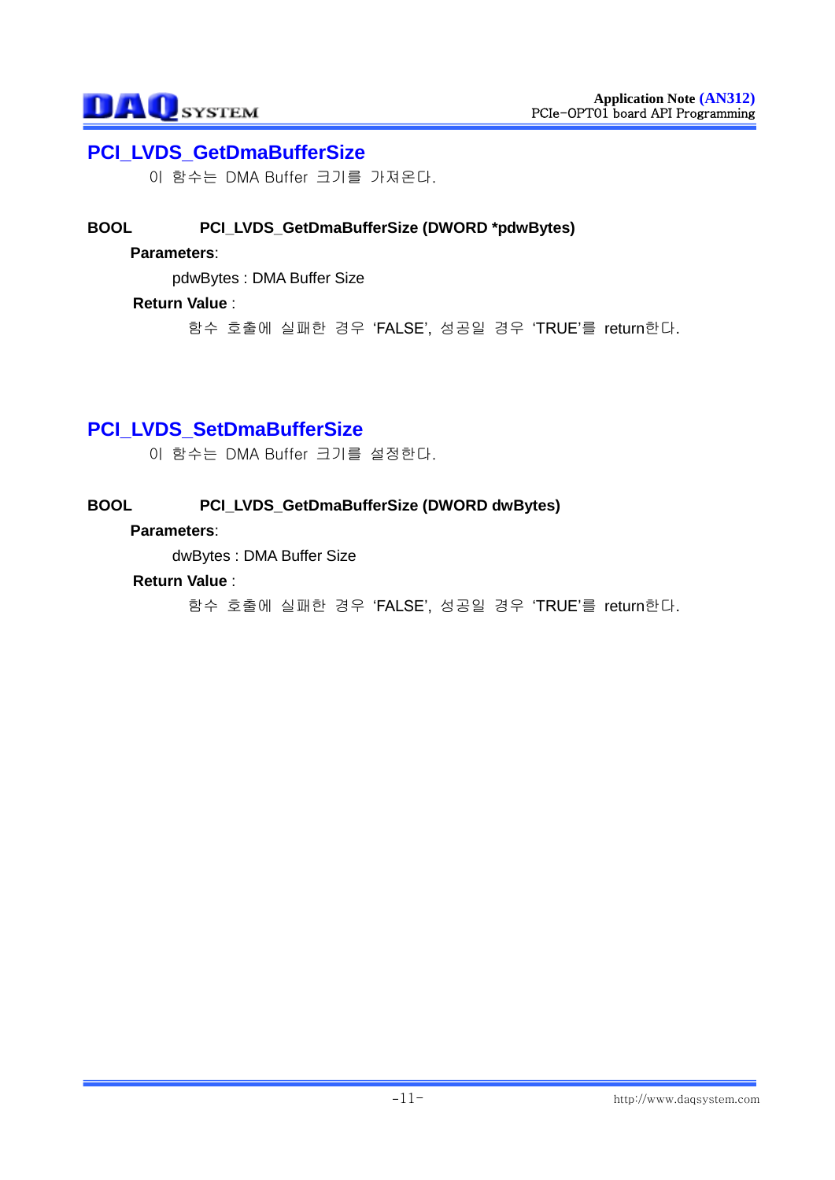## PCI_LVDS_GetDmaBufferSize

이 함수는 DMA Buffer 크기를 가져온다.

**BOOL** **PCI_LVDS_GetDmaBufferSize (DWORD *pdwBytes)**

**Parameters**:

pdwBytes : DMA Buffer Size

**Return Value** :

함수 호출에 실패한 경우 'FALSE', 성공일 경우 'TRUE'를 return한다.

## PCI_LVDS_SetDmaBufferSize

이 함수는 DMA Buffer 크기를 설정한다.

**BOOL** **PCI_LVDS_GetDmaBufferSize (DWORD dwBytes)**

**Parameters**:

dwBytes : DMA Buffer Size

**Return Value** :

함수 호출에 실패한 경우 'FALSE', 성공일 경우 'TRUE'를 return한다.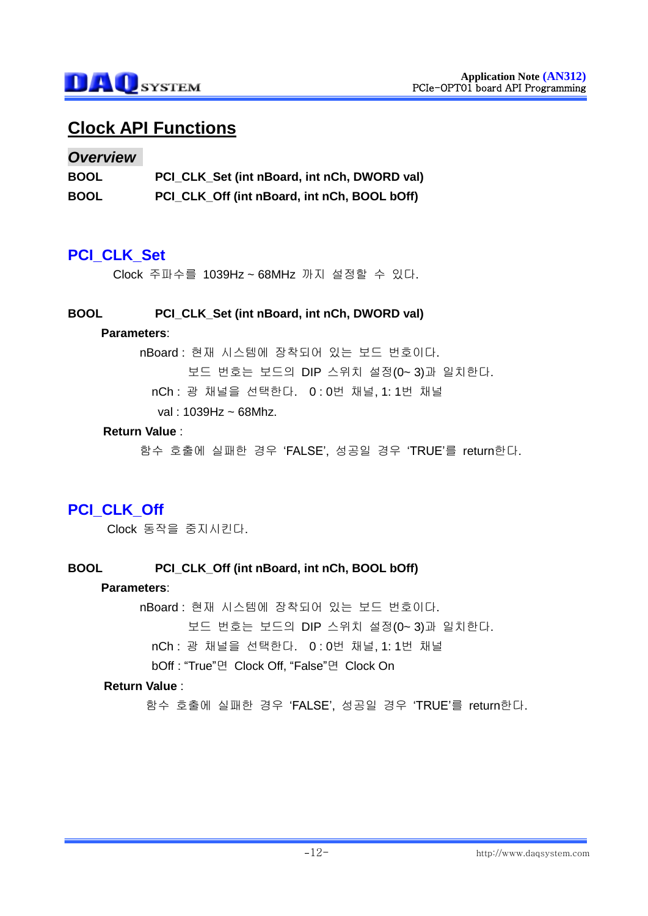# Clock API Functions

## *Overview*

| | |
|---|---|
| **BOOL** | **PCI_CLK_Set (int nBoard, int nCh, DWORD val)** |
| **BOOL** | **PCI_CLK_Off (int nBoard, int nCh, BOOL bOff)** |

## PCI_CLK_Set

Clock 주파수를 1039Hz ~ 68MHz 까지 설정할 수 있다.

**BOOL PCI_CLK_Set (int nBoard, int nCh, DWORD val)**

**Parameters**:

nBoard : 현재 시스템에 장착되어 있는 보드 번호이다.
보드 번호는 보드의 DIP 스위치 설정(0~ 3)과 일치한다.

nCh : 광 채널을 선택한다. 0 : 0번 채널, 1: 1번 채널

val : 1039Hz ~ 68Mhz.

**Return Value** :

함수 호출에 실패한 경우 'FALSE', 성공일 경우 'TRUE'를 return한다.

## PCI_CLK_Off

Clock 동작을 중지시킨다.

**BOOL PCI_CLK_Off (int nBoard, int nCh, BOOL bOff)**

**Parameters**:

nBoard : 현재 시스템에 장착되어 있는 보드 번호이다.
보드 번호는 보드의 DIP 스위치 설정(0~ 3)과 일치한다.

nCh : 광 채널을 선택한다. 0 : 0번 채널, 1: 1번 채널

bOff : "True"면 Clock Off, "False"면 Clock On

**Return Value** :

함수 호출에 실패한 경우 'FALSE', 성공일 경우 'TRUE'를 return한다.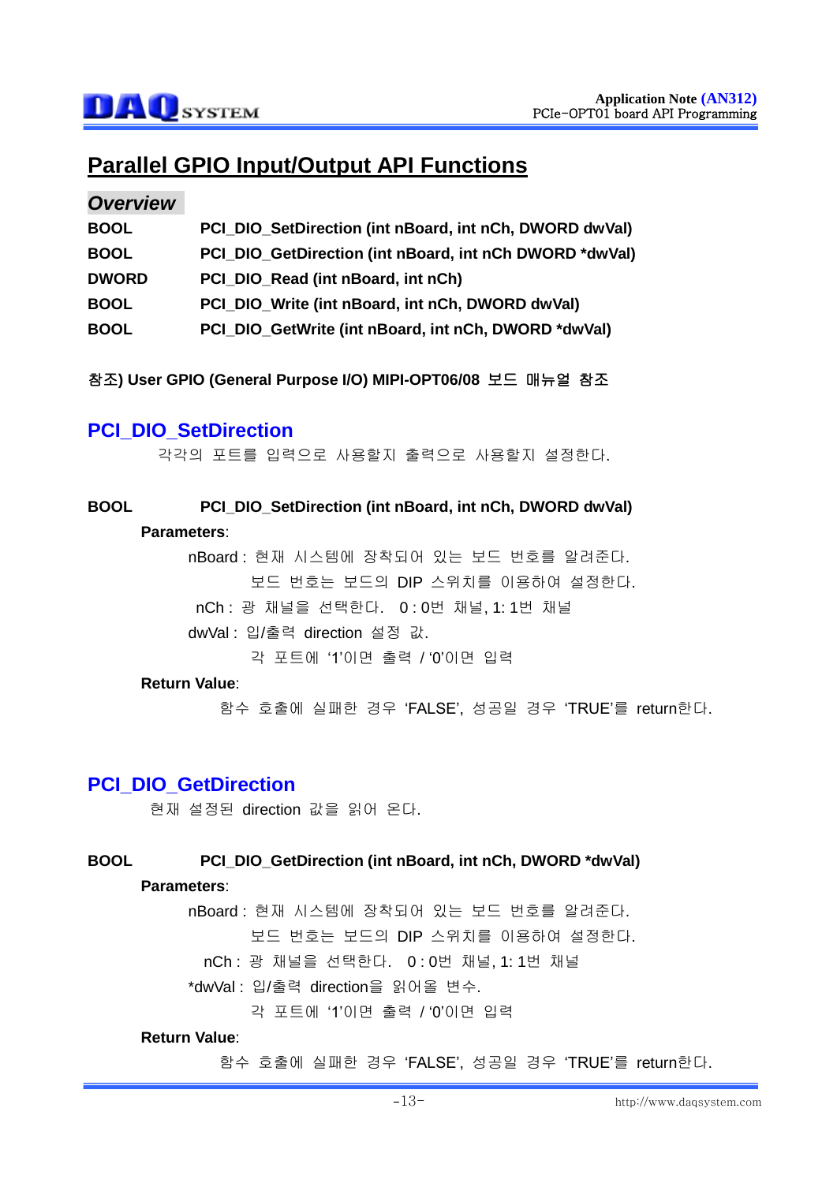## Parallel GPIO Input/Output API Functions

### *Overview*

| | |
|---|---|
| **BOOL** | **PCI_DIO_SetDirection (int nBoard, int nCh, DWORD dwVal)** |
| **BOOL** | **PCI_DIO_GetDirection (int nBoard, int nCh DWORD *dwVal)** |
| **DWORD** | **PCI_DIO_Read (int nBoard, int nCh)** |
| **BOOL** | **PCI_DIO_Write (int nBoard, int nCh, DWORD dwVal)** |
| **BOOL** | **PCI_DIO_GetWrite (int nBoard, int nCh, DWORD *dwVal)** |

**참조) User GPIO (General Purpose I/O) MIPI-OPT06/08 보드 매뉴얼 참조**

### PCI_DIO_SetDirection

각각의 포트를 입력으로 사용할지 출력으로 사용할지 설정한다.

**BOOL PCI_DIO_SetDirection (int nBoard, int nCh, DWORD dwVal)**

**Parameters**:

nBoard : 현재 시스템에 장착되어 있는 보드 번호를 알려준다.
보드 번호는 보드의 DIP 스위치를 이용하여 설정한다.

nCh : 광 채널을 선택한다. 0 : 0번 채널, 1: 1번 채널

dwVal : 입/출력 direction 설정 값.
각 포트에 '1'이면 출력 / '0'이면 입력

**Return Value**:

함수 호출에 실패한 경우 'FALSE', 성공일 경우 'TRUE'를 return한다.

### PCI_DIO_GetDirection

현재 설정된 direction 값을 읽어 온다.

**BOOL PCI_DIO_GetDirection (int nBoard, int nCh, DWORD *dwVal)**

**Parameters**:

nBoard : 현재 시스템에 장착되어 있는 보드 번호를 알려준다.
보드 번호는 보드의 DIP 스위치를 이용하여 설정한다.

nCh : 광 채널을 선택한다. 0 : 0번 채널, 1: 1번 채널

*dwVal : 입/출력 direction을 읽어올 변수.
각 포트에 '1'이면 출력 / '0'이면 입력

**Return Value**:

함수 호출에 실패한 경우 'FALSE', 성공일 경우 'TRUE'를 return한다.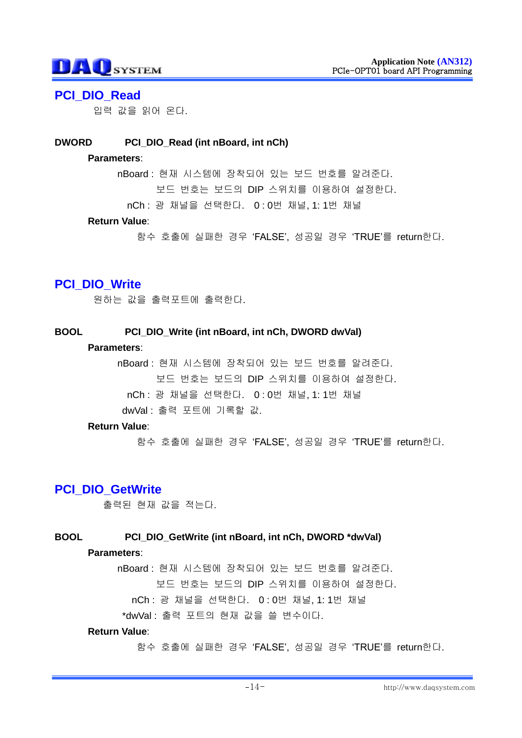## PCI_DIO_Read

입력 값을 읽어 온다.

**DWORD PCI_DIO_Read (int nBoard, int nCh)**

**Parameters**:

nBoard : 현재 시스템에 장착되어 있는 보드 번호를 알려준다.
보드 번호는 보드의 DIP 스위치를 이용하여 설정한다.

nCh : 광 채널을 선택한다. 0 : 0번 채널, 1: 1번 채널

**Return Value**:

함수 호출에 실패한 경우 'FALSE', 성공일 경우 'TRUE'를 return한다.

## PCI_DIO_Write

원하는 값을 출력포트에 출력한다.

**BOOL PCI_DIO_Write (int nBoard, int nCh, DWORD dwVal)**

**Parameters**:

nBoard : 현재 시스템에 장착되어 있는 보드 번호를 알려준다.
보드 번호는 보드의 DIP 스위치를 이용하여 설정한다.

nCh : 광 채널을 선택한다. 0 : 0번 채널, 1: 1번 채널

dwVal : 출력 포트에 기록할 값.

**Return Value**:

함수 호출에 실패한 경우 'FALSE', 성공일 경우 'TRUE'를 return한다.

## PCI_DIO_GetWrite

출력된 현재 값을 적는다.

**BOOL PCI_DIO_GetWrite (int nBoard, int nCh, DWORD *dwVal)**

**Parameters**:

nBoard : 현재 시스템에 장착되어 있는 보드 번호를 알려준다.
보드 번호는 보드의 DIP 스위치를 이용하여 설정한다.

nCh : 광 채널을 선택한다. 0 : 0번 채널, 1: 1번 채널

*dwVal : 출력 포트의 현재 값을 쓸 변수이다.

**Return Value**:

함수 호출에 실패한 경우 'FALSE', 성공일 경우 'TRUE'를 return한다.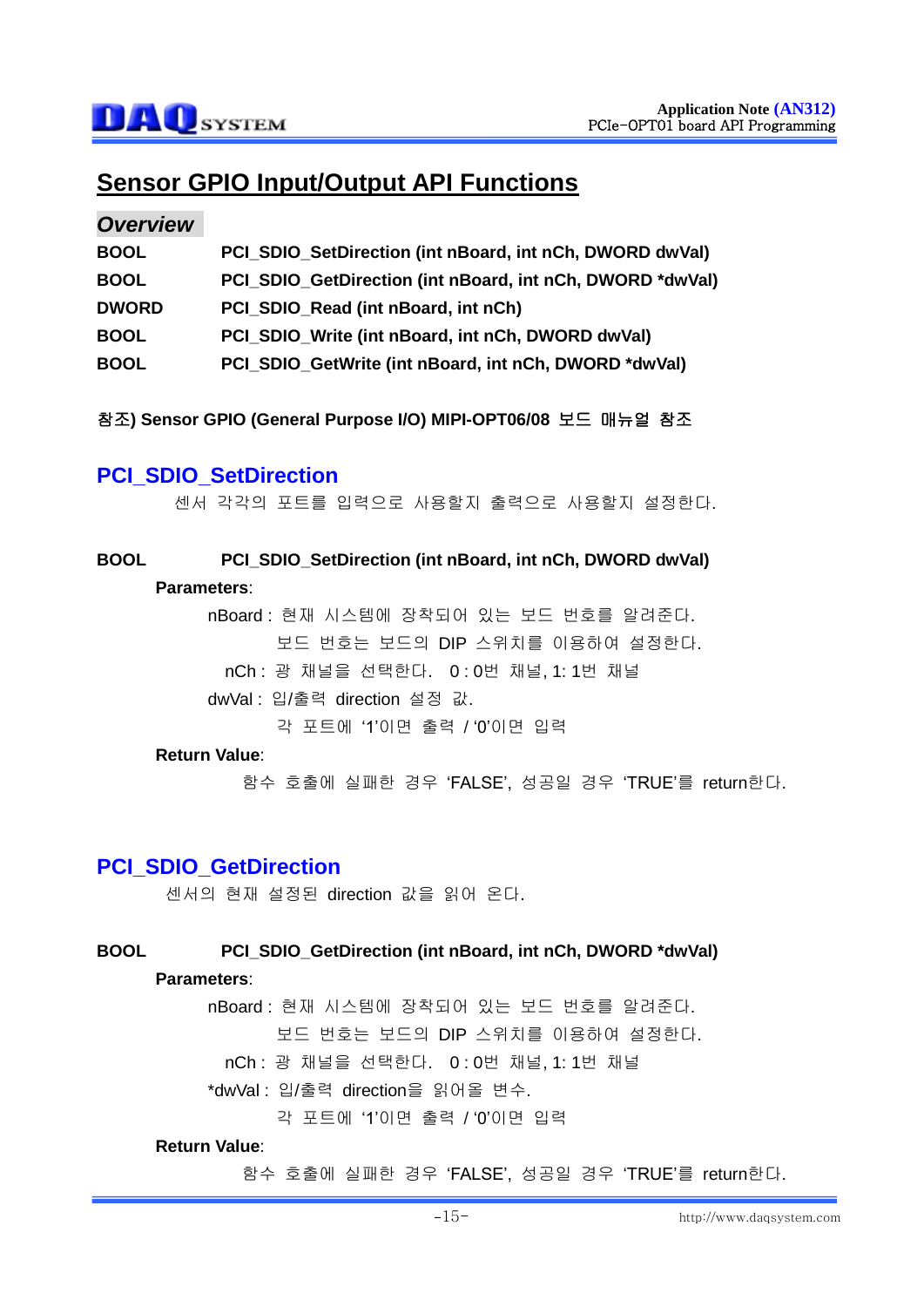# Sensor GPIO Input/Output API Functions

## *Overview*

| | |
|---|---|
| **BOOL** | **PCI_SDIO_SetDirection (int nBoard, int nCh, DWORD dwVal)** |
| **BOOL** | **PCI_SDIO_GetDirection (int nBoard, int nCh, DWORD *dwVal)** |
| **DWORD** | **PCI_SDIO_Read (int nBoard, int nCh)** |
| **BOOL** | **PCI_SDIO_Write (int nBoard, int nCh, DWORD dwVal)** |
| **BOOL** | **PCI_SDIO_GetWrite (int nBoard, int nCh, DWORD *dwVal)** |

**참조) Sensor GPIO (General Purpose I/O) MIPI-OPT06/08 보드 매뉴얼 참조**

## PCI_SDIO_SetDirection

센서 각각의 포트를 입력으로 사용할지 출력으로 사용할지 설정한다.

**BOOL PCI_SDIO_SetDirection (int nBoard, int nCh, DWORD dwVal)**

**Parameters**:

nBoard : 현재 시스템에 장착되어 있는 보드 번호를 알려준다.
보드 번호는 보드의 DIP 스위치를 이용하여 설정한다.

nCh : 광 채널을 선택한다. 0 : 0번 채널, 1: 1번 채널

dwVal : 입/출력 direction 설정 값.
각 포트에 '1'이면 출력 / '0'이면 입력

**Return Value**:

함수 호출에 실패한 경우 'FALSE', 성공일 경우 'TRUE'를 return한다.

## PCI_SDIO_GetDirection

센서의 현재 설정된 direction 값을 읽어 온다.

**BOOL PCI_SDIO_GetDirection (int nBoard, int nCh, DWORD *dwVal)**

**Parameters**:

nBoard : 현재 시스템에 장착되어 있는 보드 번호를 알려준다.
보드 번호는 보드의 DIP 스위치를 이용하여 설정한다.

nCh : 광 채널을 선택한다. 0 : 0번 채널, 1: 1번 채널

*dwVal : 입/출력 direction을 읽어올 변수.
각 포트에 '1'이면 출력 / '0'이면 입력

**Return Value**:

함수 호출에 실패한 경우 'FALSE', 성공일 경우 'TRUE'를 return한다.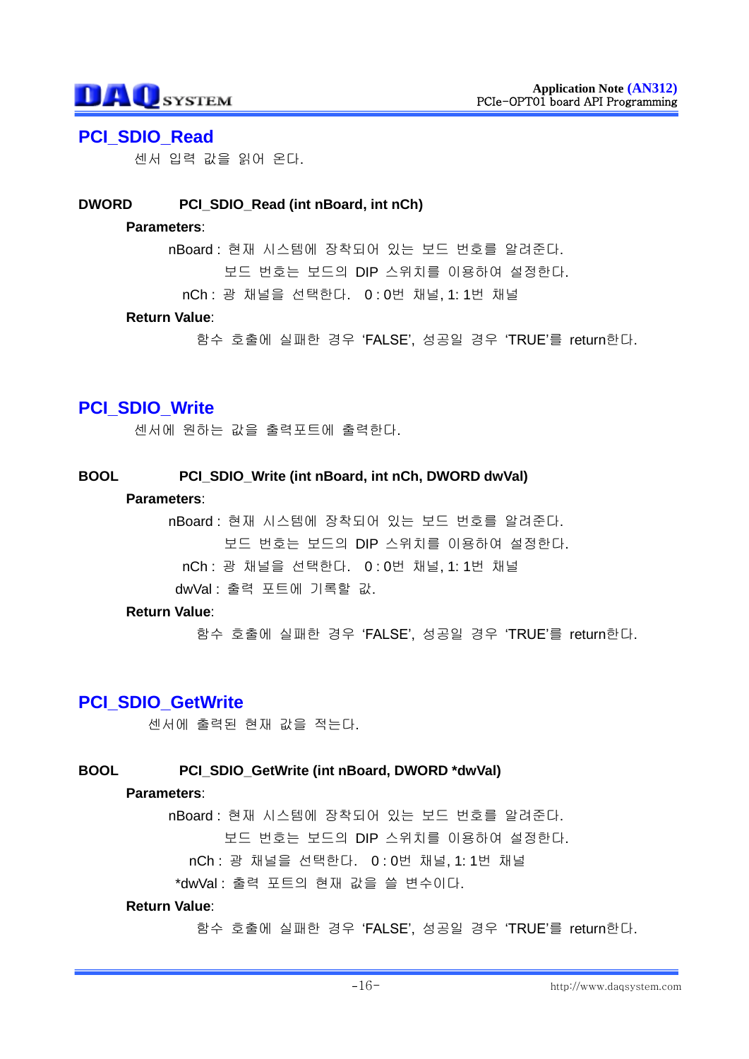## PCI_SDIO_Read

센서 입력 값을 읽어 온다.

**DWORD** **PCI_SDIO_Read (int nBoard, int nCh)**

**Parameters**:

nBoard : 현재 시스템에 장착되어 있는 보드 번호를 알려준다.
보드 번호는 보드의 DIP 스위치를 이용하여 설정한다.

nCh : 광 채널을 선택한다. 0 : 0번 채널, 1: 1번 채널

**Return Value**:

함수 호출에 실패한 경우 'FALSE', 성공일 경우 'TRUE'를 return한다.

## PCI_SDIO_Write

센서에 원하는 값을 출력포트에 출력한다.

**BOOL** **PCI_SDIO_Write (int nBoard, int nCh, DWORD dwVal)**

**Parameters**:

nBoard : 현재 시스템에 장착되어 있는 보드 번호를 알려준다.
보드 번호는 보드의 DIP 스위치를 이용하여 설정한다.

nCh : 광 채널을 선택한다. 0 : 0번 채널, 1: 1번 채널

dwVal : 출력 포트에 기록할 값.

**Return Value**:

함수 호출에 실패한 경우 'FALSE', 성공일 경우 'TRUE'를 return한다.

## PCI_SDIO_GetWrite

센서에 출력된 현재 값을 적는다.

**BOOL** **PCI_SDIO_GetWrite (int nBoard, DWORD *dwVal)**

**Parameters**:

nBoard : 현재 시스템에 장착되어 있는 보드 번호를 알려준다.
보드 번호는 보드의 DIP 스위치를 이용하여 설정한다.

nCh : 광 채널을 선택한다. 0 : 0번 채널, 1: 1번 채널

*dwVal : 출력 포트의 현재 값을 쓸 변수이다.

**Return Value**:

함수 호출에 실패한 경우 'FALSE', 성공일 경우 'TRUE'를 return한다.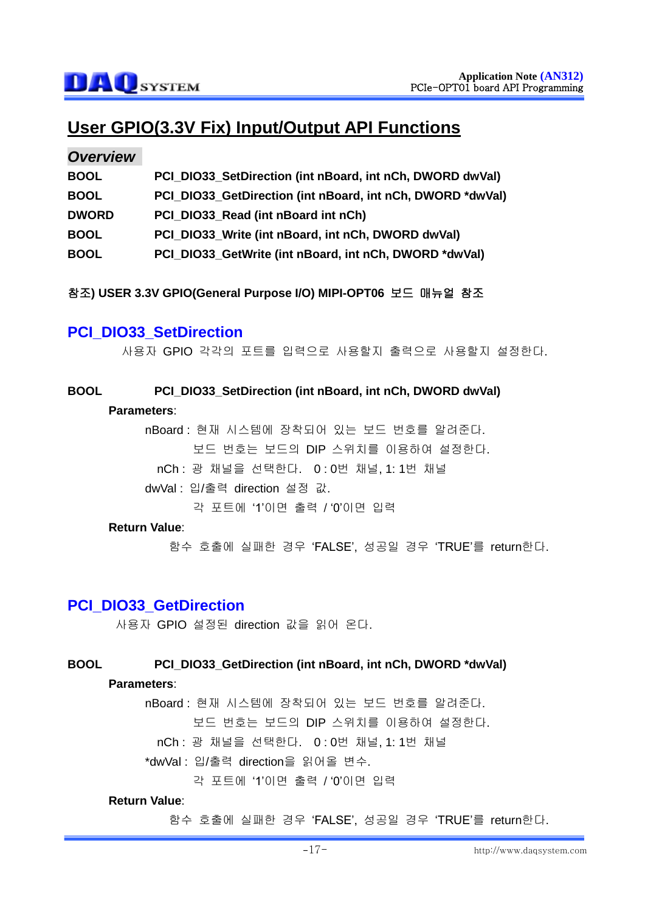# User GPIO(3.3V Fix) Input/Output API Functions

### *Overview*

| | |
|---|---|
| **BOOL** | **PCI_DIO33_SetDirection (int nBoard, int nCh, DWORD dwVal)** |
| **BOOL** | **PCI_DIO33_GetDirection (int nBoard, int nCh, DWORD *dwVal)** |
| **DWORD** | **PCI_DIO33_Read (int nBoard int nCh)** |
| **BOOL** | **PCI_DIO33_Write (int nBoard, int nCh, DWORD dwVal)** |
| **BOOL** | **PCI_DIO33_GetWrite (int nBoard, int nCh, DWORD *dwVal)** |

**참조) USER 3.3V GPIO(General Purpose I/O) MIPI-OPT06 보드 매뉴얼 참조**

## PCI_DIO33_SetDirection

사용자 GPIO 각각의 포트를 입력으로 사용할지 출력으로 사용할지 설정한다.

**BOOL PCI_DIO33_SetDirection (int nBoard, int nCh, DWORD dwVal)**

**Parameters**:

nBoard : 현재 시스템에 장착되어 있는 보드 번호를 알려준다.
보드 번호는 보드의 DIP 스위치를 이용하여 설정한다.

nCh : 광 채널을 선택한다. 0 : 0번 채널, 1: 1번 채널

dwVal : 입/출력 direction 설정 값.
각 포트에 '1'이면 출력 / '0'이면 입력

**Return Value**:

함수 호출에 실패한 경우 'FALSE', 성공일 경우 'TRUE'를 return한다.

## PCI_DIO33_GetDirection

사용자 GPIO 설정된 direction 값을 읽어 온다.

**BOOL PCI_DIO33_GetDirection (int nBoard, int nCh, DWORD *dwVal)**

**Parameters**:

nBoard : 현재 시스템에 장착되어 있는 보드 번호를 알려준다.
보드 번호는 보드의 DIP 스위치를 이용하여 설정한다.

nCh : 광 채널을 선택한다. 0 : 0번 채널, 1: 1번 채널

*dwVal : 입/출력 direction을 읽어올 변수.
각 포트에 '1'이면 출력 / '0'이면 입력

**Return Value**:

함수 호출에 실패한 경우 'FALSE', 성공일 경우 'TRUE'를 return한다.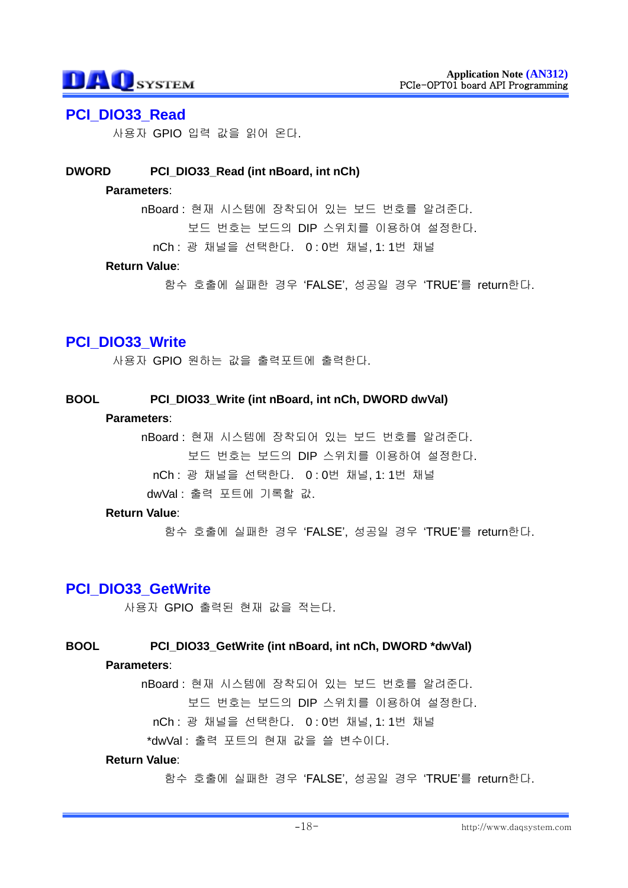## PCI_DIO33_Read

사용자 GPIO 입력 값을 읽어 온다.

**DWORD** **PCI_DIO33_Read (int nBoard, int nCh)**

**Parameters**:

nBoard : 현재 시스템에 장착되어 있는 보드 번호를 알려준다.
보드 번호는 보드의 DIP 스위치를 이용하여 설정한다.

nCh : 광 채널을 선택한다. 0 : 0번 채널, 1: 1번 채널

**Return Value**:

함수 호출에 실패한 경우 'FALSE', 성공일 경우 'TRUE'를 return한다.

## PCI_DIO33_Write

사용자 GPIO 원하는 값을 출력포트에 출력한다.

**BOOL** **PCI_DIO33_Write (int nBoard, int nCh, DWORD dwVal)**

**Parameters**:

nBoard : 현재 시스템에 장착되어 있는 보드 번호를 알려준다.
보드 번호는 보드의 DIP 스위치를 이용하여 설정한다.

nCh : 광 채널을 선택한다. 0 : 0번 채널, 1: 1번 채널

dwVal : 출력 포트에 기록할 값.

**Return Value**:

함수 호출에 실패한 경우 'FALSE', 성공일 경우 'TRUE'를 return한다.

## PCI_DIO33_GetWrite

사용자 GPIO 출력된 현재 값을 적는다.

**BOOL** **PCI_DIO33_GetWrite (int nBoard, int nCh, DWORD *dwVal)**

**Parameters**:

nBoard : 현재 시스템에 장착되어 있는 보드 번호를 알려준다.
보드 번호는 보드의 DIP 스위치를 이용하여 설정한다.

nCh : 광 채널을 선택한다. 0 : 0번 채널, 1: 1번 채널

*dwVal : 출력 포트의 현재 값을 쓸 변수이다.

**Return Value**:

함수 호출에 실패한 경우 'FALSE', 성공일 경우 'TRUE'를 return한다.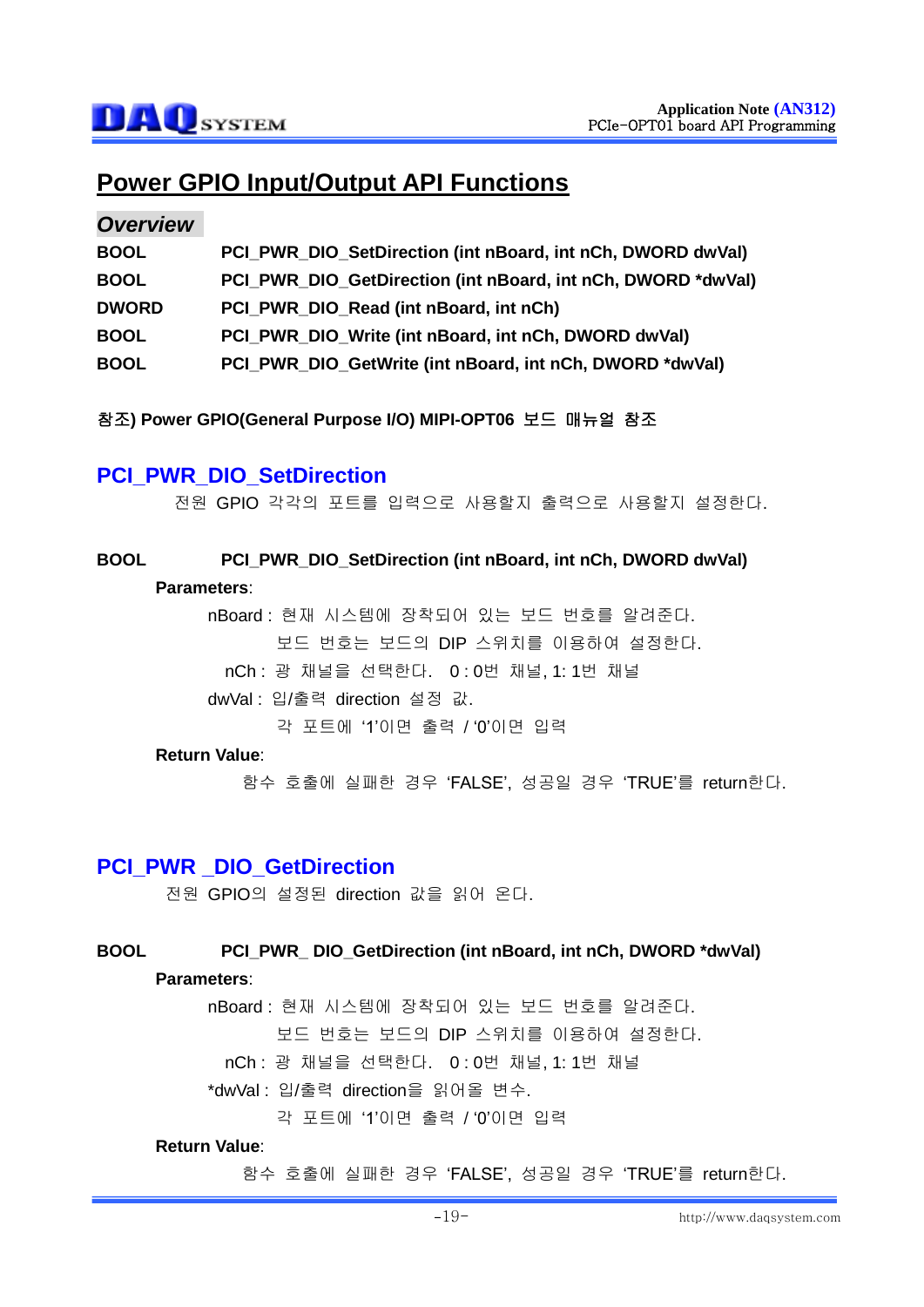## Power GPIO Input/Output API Functions

### *Overview*

| | |
|---|---|
| **BOOL** | **PCI_PWR_DIO_SetDirection (int nBoard, int nCh, DWORD dwVal)** |
| **BOOL** | **PCI_PWR_DIO_GetDirection (int nBoard, int nCh, DWORD *dwVal)** |
| **DWORD** | **PCI_PWR_DIO_Read (int nBoard, int nCh)** |
| **BOOL** | **PCI_PWR_DIO_Write (int nBoard, int nCh, DWORD dwVal)** |
| **BOOL** | **PCI_PWR_DIO_GetWrite (int nBoard, int nCh, DWORD *dwVal)** |

**참조) Power GPIO(General Purpose I/O) MIPI-OPT06 보드 매뉴얼 참조**

### PCI_PWR_DIO_SetDirection

전원 GPIO 각각의 포트를 입력으로 사용할지 출력으로 사용할지 설정한다.

**BOOL PCI_PWR_DIO_SetDirection (int nBoard, int nCh, DWORD dwVal)**

**Parameters**:

nBoard : 현재 시스템에 장착되어 있는 보드 번호를 알려준다.
보드 번호는 보드의 DIP 스위치를 이용하여 설정한다.

nCh : 광 채널을 선택한다. 0 : 0번 채널, 1: 1번 채널

dwVal : 입/출력 direction 설정 값.
각 포트에 '1'이면 출력 / '0'이면 입력

**Return Value**:

함수 호출에 실패한 경우 'FALSE', 성공일 경우 'TRUE'를 return한다.

### PCI_PWR _DIO_GetDirection

전원 GPIO의 설정된 direction 값을 읽어 온다.

**BOOL PCI_PWR_ DIO_GetDirection (int nBoard, int nCh, DWORD *dwVal)**

**Parameters**:

nBoard : 현재 시스템에 장착되어 있는 보드 번호를 알려준다.
보드 번호는 보드의 DIP 스위치를 이용하여 설정한다.

nCh : 광 채널을 선택한다. 0 : 0번 채널, 1: 1번 채널

*dwVal : 입/출력 direction을 읽어올 변수.
각 포트에 '1'이면 출력 / '0'이면 입력

**Return Value**:

함수 호출에 실패한 경우 'FALSE', 성공일 경우 'TRUE'를 return한다.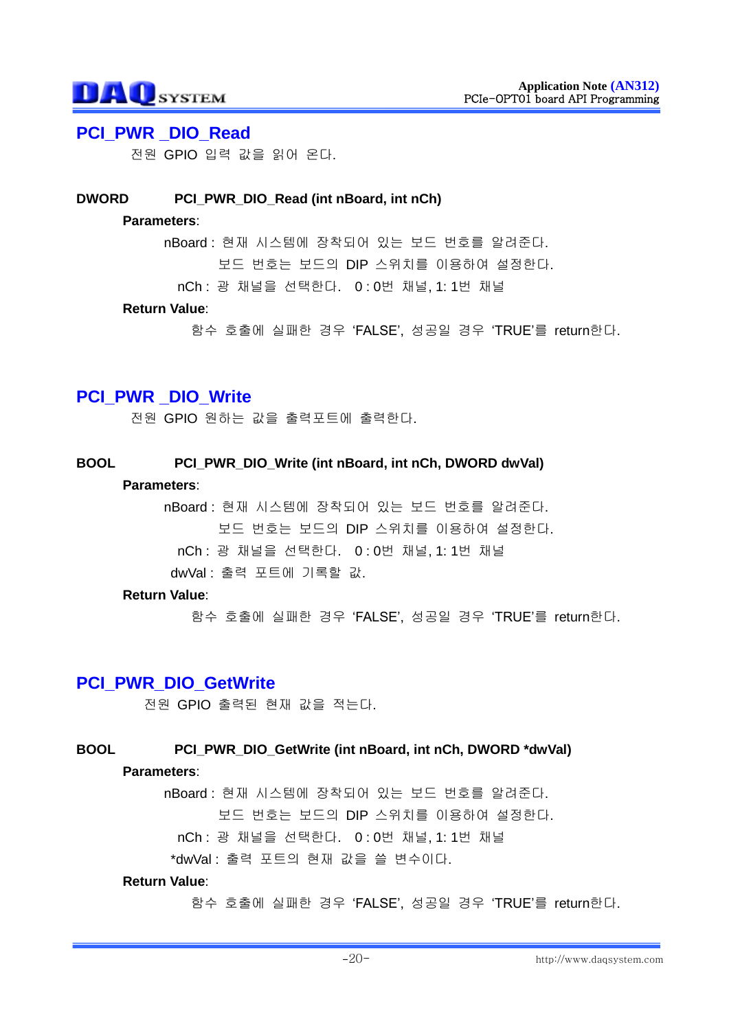## PCI_PWR _DIO_Read

전원 GPIO 입력 값을 읽어 온다.

**DWORD** **PCI_PWR_DIO_Read (int nBoard, int nCh)**

**Parameters**:

nBoard : 현재 시스템에 장착되어 있는 보드 번호를 알려준다.
보드 번호는 보드의 DIP 스위치를 이용하여 설정한다.

nCh : 광 채널을 선택한다. 0 : 0번 채널, 1: 1번 채널

**Return Value**:

함수 호출에 실패한 경우 'FALSE', 성공일 경우 'TRUE'를 return한다.

## PCI_PWR _DIO_Write

전원 GPIO 원하는 값을 출력포트에 출력한다.

**BOOL** **PCI_PWR_DIO_Write (int nBoard, int nCh, DWORD dwVal)**

**Parameters**:

nBoard : 현재 시스템에 장착되어 있는 보드 번호를 알려준다.
보드 번호는 보드의 DIP 스위치를 이용하여 설정한다.

nCh : 광 채널을 선택한다. 0 : 0번 채널, 1: 1번 채널

dwVal : 출력 포트에 기록할 값.

**Return Value**:

함수 호출에 실패한 경우 'FALSE', 성공일 경우 'TRUE'를 return한다.

## PCI_PWR_DIO_GetWrite

전원 GPIO 출력된 현재 값을 적는다.

**BOOL** **PCI_PWR_DIO_GetWrite (int nBoard, int nCh, DWORD *dwVal)**

**Parameters**:

nBoard : 현재 시스템에 장착되어 있는 보드 번호를 알려준다.
보드 번호는 보드의 DIP 스위치를 이용하여 설정한다.

nCh : 광 채널을 선택한다. 0 : 0번 채널, 1: 1번 채널

*dwVal : 출력 포트의 현재 값을 쓸 변수이다.

**Return Value**:

함수 호출에 실패한 경우 'FALSE', 성공일 경우 'TRUE'를 return한다.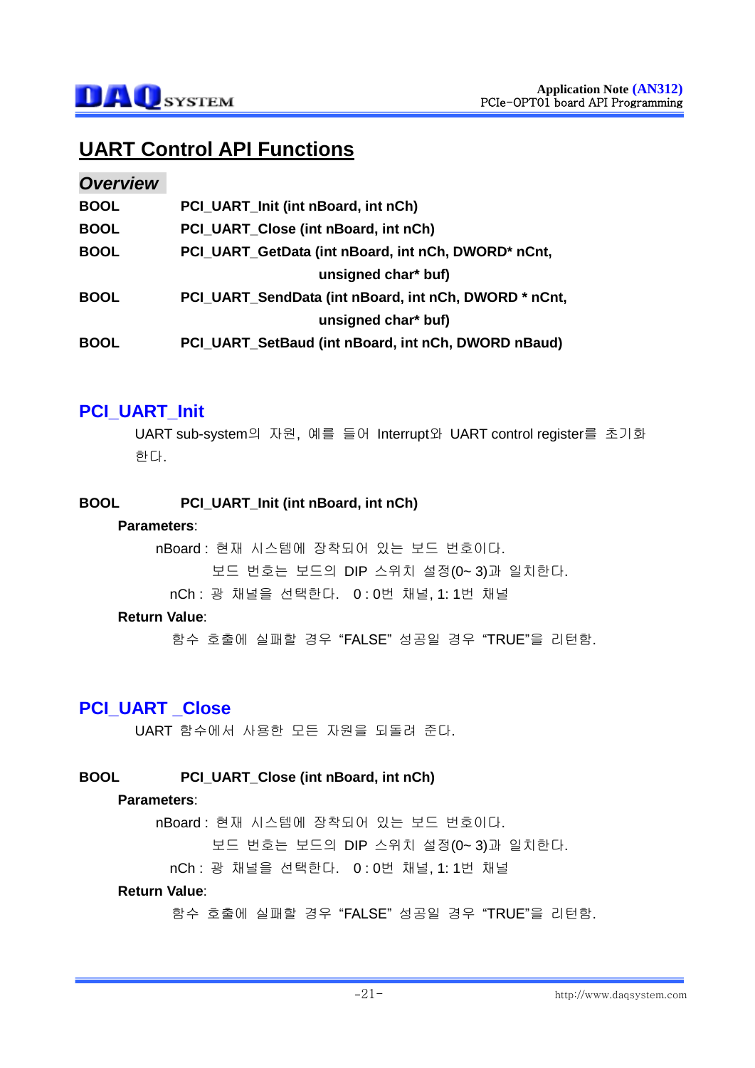# UART Control API Functions

## *Overview*

| | |
|---|---|
| **BOOL** | **PCI_UART_Init (int nBoard, int nCh)** |
| **BOOL** | **PCI_UART_Close (int nBoard, int nCh)** |
| **BOOL** | **PCI_UART_GetData (int nBoard, int nCh, DWORD* nCnt, unsigned char* buf)** |
| **BOOL** | **PCI_UART_SendData (int nBoard, int nCh, DWORD * nCnt, unsigned char* buf)** |
| **BOOL** | **PCI_UART_SetBaud (int nBoard, int nCh, DWORD nBaud)** |

## PCI_UART_Init

UART sub-system의 자원, 예를 들어 Interrupt와 UART control register를 초기화 한다.

**BOOL** **PCI_UART_Init (int nBoard, int nCh)**

**Parameters**:

nBoard : 현재 시스템에 장착되어 있는 보드 번호이다.
보드 번호는 보드의 DIP 스위치 설정(0~ 3)과 일치한다.

nCh : 광 채널을 선택한다. 0 : 0번 채널, 1: 1번 채널

**Return Value**:

함수 호출에 실패할 경우 "FALSE" 성공일 경우 "TRUE"을 리턴함.

## PCI_UART _Close

UART 함수에서 사용한 모든 자원을 되돌려 준다.

**BOOL** **PCI_UART_Close (int nBoard, int nCh)**

**Parameters**:

nBoard : 현재 시스템에 장착되어 있는 보드 번호이다.
보드 번호는 보드의 DIP 스위치 설정(0~ 3)과 일치한다.

nCh : 광 채널을 선택한다. 0 : 0번 채널, 1: 1번 채널

**Return Value**:

함수 호출에 실패할 경우 "FALSE" 성공일 경우 "TRUE"을 리턴함.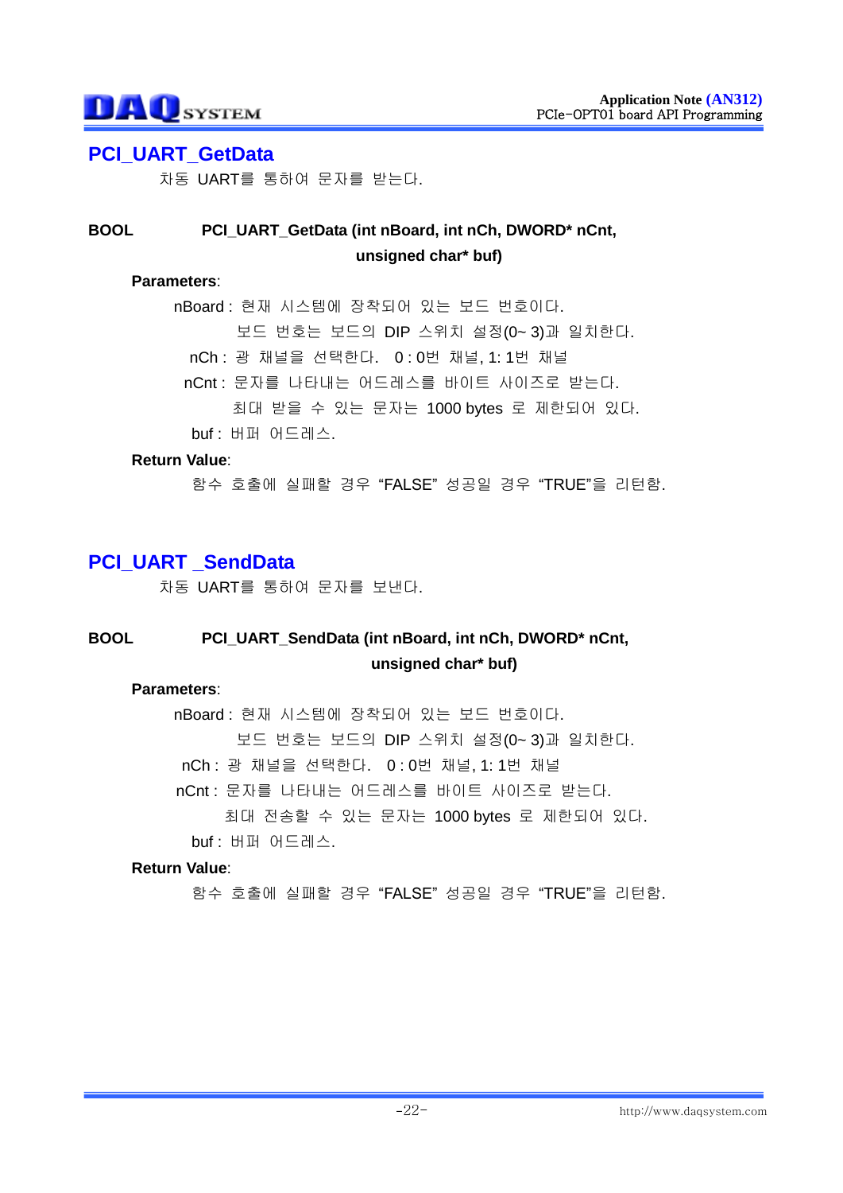## PCI_UART_GetData

차동 UART를 통하여 문자를 받는다.

**BOOL** **PCI_UART_GetData (int nBoard, int nCh, DWORD* nCnt, unsigned char* buf)**

**Parameters**:

nBoard : 현재 시스템에 장착되어 있는 보드 번호이다.
보드 번호는 보드의 DIP 스위치 설정(0~ 3)과 일치한다.

nCh : 광 채널을 선택한다.  0 : 0번 채널, 1: 1번 채널

nCnt : 문자를 나타내는 어드레스를 바이트 사이즈로 받는다.
최대 받을 수 있는 문자는 1000 bytes 로 제한되어 있다.

buf : 버퍼 어드레스.

**Return Value**:

함수 호출에 실패할 경우 “FALSE” 성공일 경우 “TRUE”을 리턴함.

## PCI_UART _SendData

차동 UART를 통하여 문자를 보낸다.

**BOOL** **PCI_UART_SendData (int nBoard, int nCh, DWORD* nCnt, unsigned char* buf)**

**Parameters**:

nBoard : 현재 시스템에 장착되어 있는 보드 번호이다.
보드 번호는 보드의 DIP 스위치 설정(0~ 3)과 일치한다.

nCh : 광 채널을 선택한다.  0 : 0번 채널, 1: 1번 채널

nCnt : 문자를 나타내는 어드레스를 바이트 사이즈로 받는다.
최대 전송할 수 있는 문자는 1000 bytes 로 제한되어 있다.

buf : 버퍼 어드레스.

**Return Value**:

함수 호출에 실패할 경우 “FALSE” 성공일 경우 “TRUE”을 리턴함.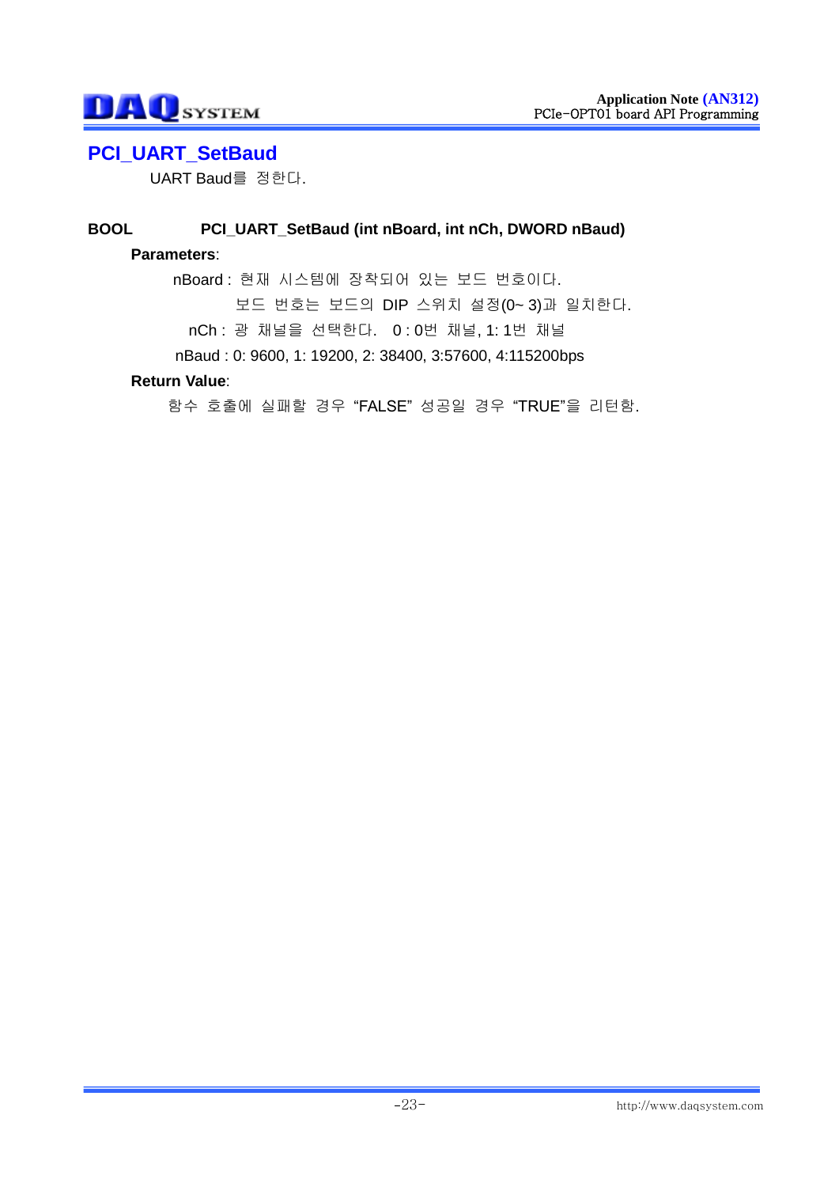## PCI_UART_SetBaud

UART Baud를 정한다.

**BOOL PCI_UART_SetBaud (int nBoard, int nCh, DWORD nBaud)**

**Parameters**:

nBoard : 현재 시스템에 장착되어 있는 보드 번호이다.
보드 번호는 보드의 DIP 스위치 설정(0~ 3)과 일치한다.

nCh : 광 채널을 선택한다.  0 : 0번 채널, 1: 1번 채널

nBaud : 0: 9600, 1: 19200, 2: 38400, 3:57600, 4:115200bps

**Return Value**:

함수 호출에 실패할 경우 "FALSE" 성공일 경우 "TRUE"을 리턴함.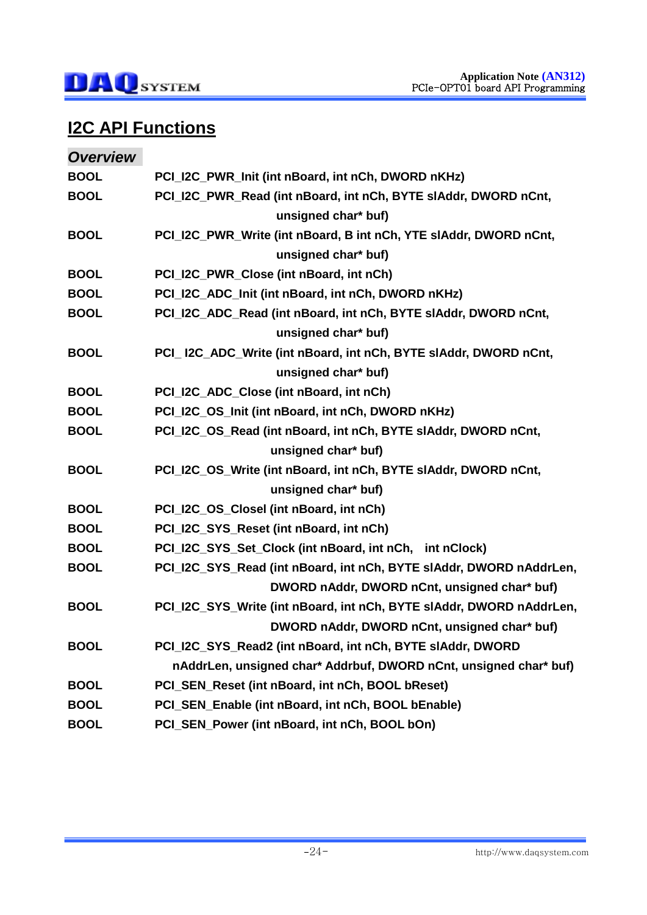## I2C API Functions

### *Overview*

| | |
|---|---|
| **BOOL** | **PCI_I2C_PWR_Init (int nBoard, int nCh, DWORD nKHz)** |
| **BOOL** | **PCI_I2C_PWR_Read (int nBoard, int nCh, BYTE slAddr, DWORD nCnt, unsigned char* buf)** |
| **BOOL** | **PCI_I2C_PWR_Write (int nBoard, B int nCh, YTE slAddr, DWORD nCnt, unsigned char* buf)** |
| **BOOL** | **PCI_I2C_PWR_Close (int nBoard, int nCh)** |
| **BOOL** | **PCI_I2C_ADC_Init (int nBoard, int nCh, DWORD nKHz)** |
| **BOOL** | **PCI_I2C_ADC_Read (int nBoard, int nCh, BYTE slAddr, DWORD nCnt, unsigned char* buf)** |
| **BOOL** | **PCI_ I2C_ADC_Write (int nBoard, int nCh, BYTE slAddr, DWORD nCnt, unsigned char* buf)** |
| **BOOL** | **PCI_I2C_ADC_Close (int nBoard, int nCh)** |
| **BOOL** | **PCI_I2C_OS_Init (int nBoard, int nCh, DWORD nKHz)** |
| **BOOL** | **PCI_I2C_OS_Read (int nBoard, int nCh, BYTE slAddr, DWORD nCnt, unsigned char* buf)** |
| **BOOL** | **PCI_I2C_OS_Write (int nBoard, int nCh, BYTE slAddr, DWORD nCnt, unsigned char* buf)** |
| **BOOL** | **PCI_I2C_OS_Closel (int nBoard, int nCh)** |
| **BOOL** | **PCI_I2C_SYS_Reset (int nBoard, int nCh)** |
| **BOOL** | **PCI_I2C_SYS_Set_Clock (int nBoard, int nCh, int nClock)** |
| **BOOL** | **PCI_I2C_SYS_Read (int nBoard, int nCh, BYTE slAddr, DWORD nAddrLen, DWORD nAddr, DWORD nCnt, unsigned char* buf)** |
| **BOOL** | **PCI_I2C_SYS_Write (int nBoard, int nCh, BYTE slAddr, DWORD nAddrLen, DWORD nAddr, DWORD nCnt, unsigned char* buf)** |
| **BOOL** | **PCI_I2C_SYS_Read2 (int nBoard, int nCh, BYTE slAddr, DWORD nAddrLen, unsigned char* Addrbuf, DWORD nCnt, unsigned char* buf)** |
| **BOOL** | **PCI_SEN_Reset (int nBoard, int nCh, BOOL bReset)** |
| **BOOL** | **PCI_SEN_Enable (int nBoard, int nCh, BOOL bEnable)** |
| **BOOL** | **PCI_SEN_Power (int nBoard, int nCh, BOOL bOn)** |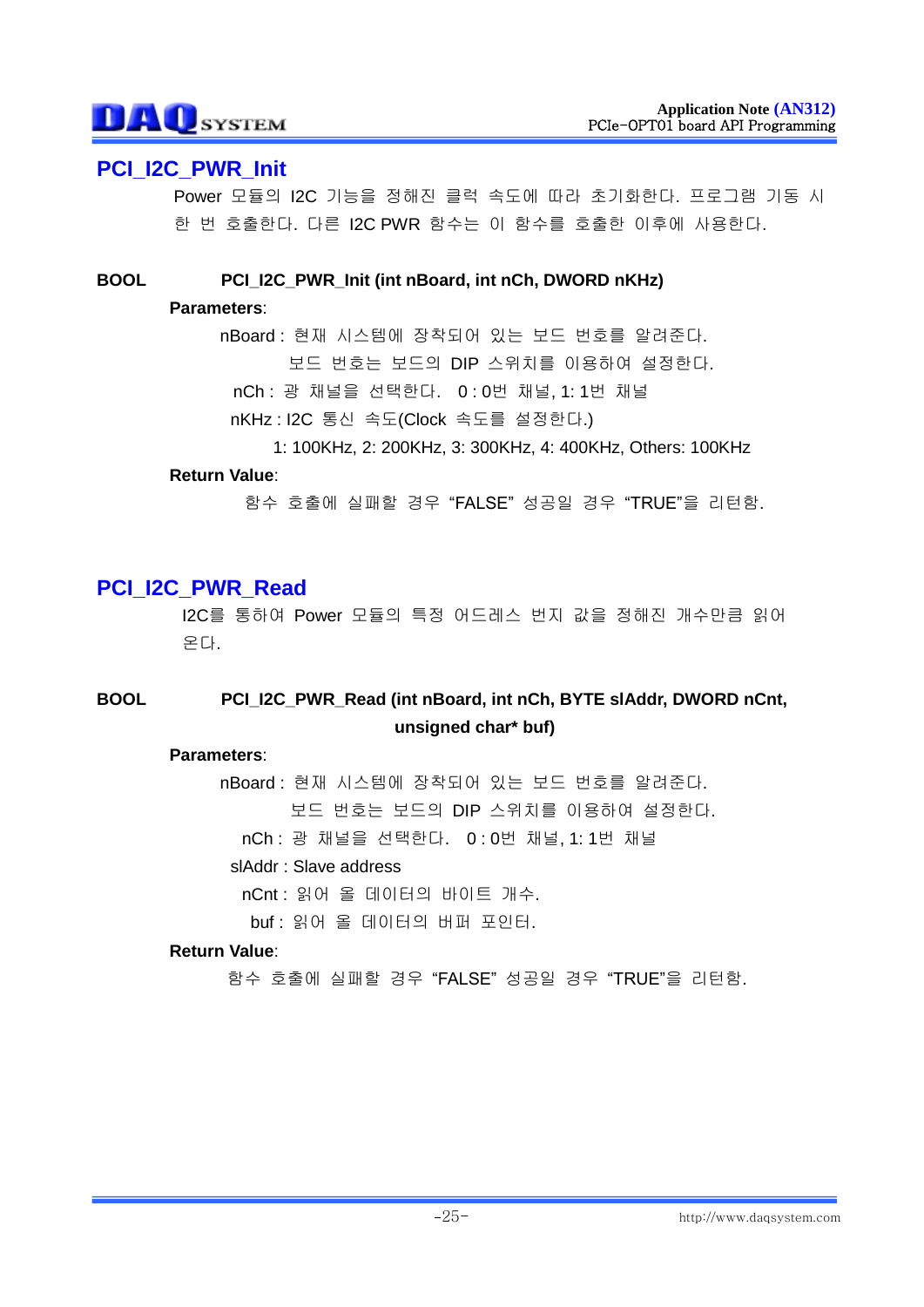## PCI_I2C_PWR_Init

Power 모듈의 I2C 기능을 정해진 클럭 속도에 따라 초기화한다. 프로그램 기동 시 한 번 호출한다. 다른 I2C PWR 함수는 이 함수를 호출한 이후에 사용한다.

**BOOL** **PCI_I2C_PWR_Init (int nBoard, int nCh, DWORD nKHz)**

**Parameters**:

nBoard : 현재 시스템에 장착되어 있는 보드 번호를 알려준다.
보드 번호는 보드의 DIP 스위치를 이용하여 설정한다.

nCh : 광 채널을 선택한다. 0 : 0번 채널, 1: 1번 채널

nKHz : I2C 통신 속도(Clock 속도를 설정한다.)
1: 100KHz, 2: 200KHz, 3: 300KHz, 4: 400KHz, Others: 100KHz

**Return Value**:

함수 호출에 실패할 경우 “FALSE” 성공일 경우 “TRUE”을 리턴함.

## PCI_I2C_PWR_Read

I2C를 통하여 Power 모듈의 특정 어드레스 번지 값을 정해진 개수만큼 읽어 온다.

**BOOL** **PCI_I2C_PWR_Read (int nBoard, int nCh, BYTE slAddr, DWORD nCnt, unsigned char* buf)**

**Parameters**:

nBoard : 현재 시스템에 장착되어 있는 보드 번호를 알려준다.
보드 번호는 보드의 DIP 스위치를 이용하여 설정한다.

nCh : 광 채널을 선택한다. 0 : 0번 채널, 1: 1번 채널

slAddr : Slave address

nCnt : 읽어 올 데이터의 바이트 개수.

buf : 읽어 올 데이터의 버퍼 포인터.

**Return Value**:

함수 호출에 실패할 경우 “FALSE” 성공일 경우 “TRUE”을 리턴함.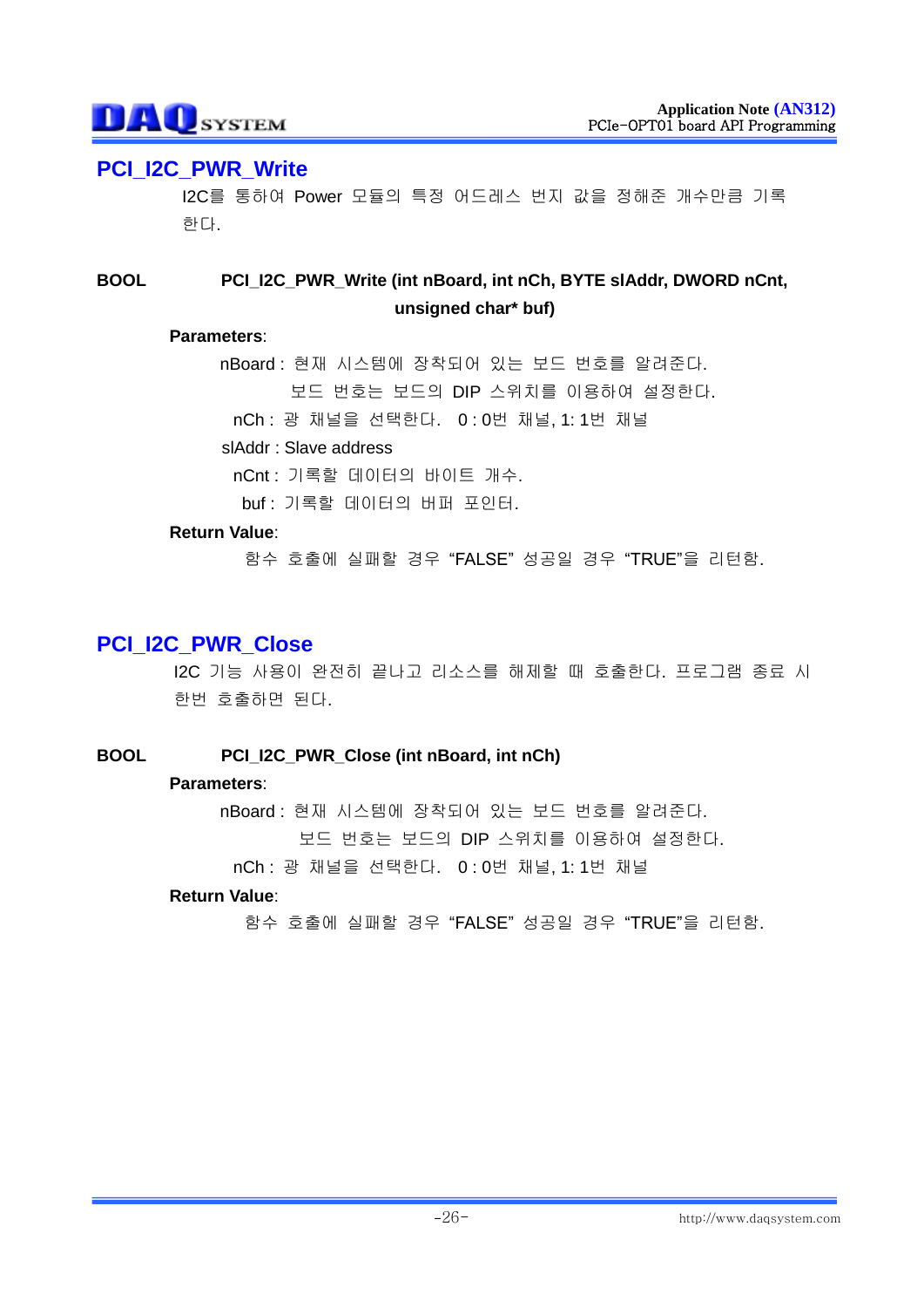## PCI_I2C_PWR_Write

I2C를 통하여 Power 모듈의 특정 어드레스 번지 값을 정해준 개수만큼 기록한다.

**BOOL** **PCI_I2C_PWR_Write (int nBoard, int nCh, BYTE slAddr, DWORD nCnt, unsigned char* buf)**

**Parameters**:

nBoard : 현재 시스템에 장착되어 있는 보드 번호를 알려준다.
보드 번호는 보드의 DIP 스위치를 이용하여 설정한다.

nCh : 광 채널을 선택한다. 0 : 0번 채널, 1: 1번 채널

slAddr : Slave address

nCnt : 기록할 데이터의 바이트 개수.

buf : 기록할 데이터의 버퍼 포인터.

**Return Value**:

함수 호출에 실패할 경우 "FALSE" 성공일 경우 "TRUE"을 리턴함.

## PCI_I2C_PWR_Close

I2C 기능 사용이 완전히 끝나고 리소스를 해제할 때 호출한다. 프로그램 종료 시 한번 호출하면 된다.

**BOOL** **PCI_I2C_PWR_Close (int nBoard, int nCh)**

**Parameters**:

nBoard : 현재 시스템에 장착되어 있는 보드 번호를 알려준다.
보드 번호는 보드의 DIP 스위치를 이용하여 설정한다.

nCh : 광 채널을 선택한다. 0 : 0번 채널, 1: 1번 채널

**Return Value**:

함수 호출에 실패할 경우 "FALSE" 성공일 경우 "TRUE"을 리턴함.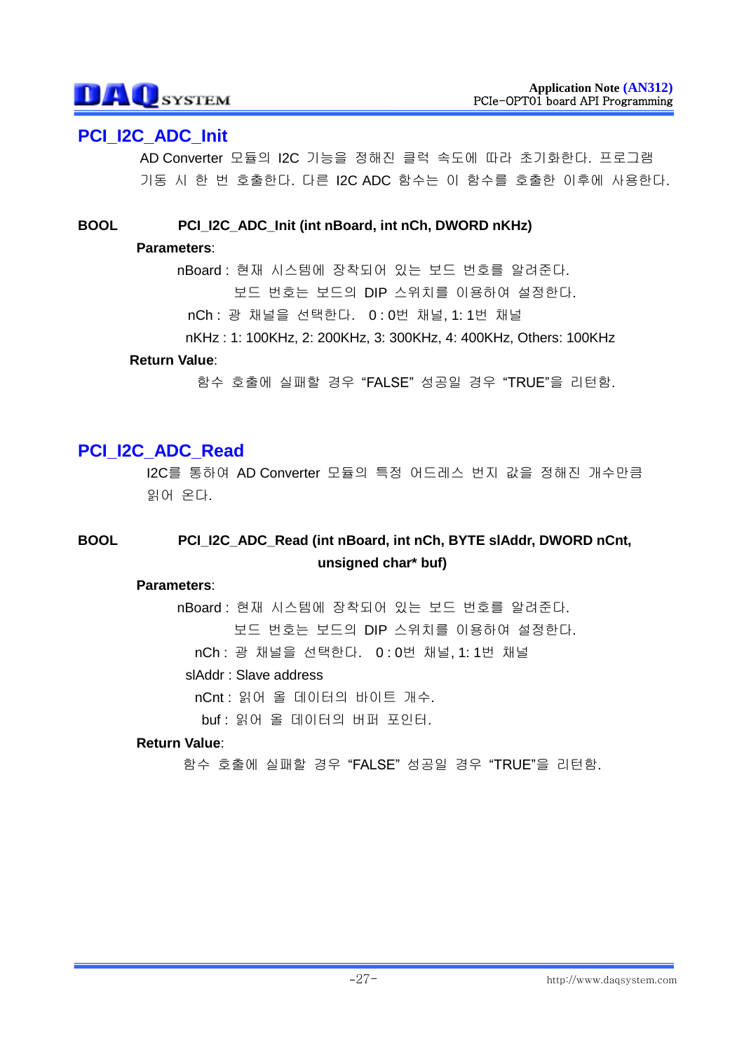## PCI_I2C_ADC_Init

AD Converter 모듈의 I2C 기능을 정해진 클럭 속도에 따라 초기화한다. 프로그램 기동 시 한 번 호출한다. 다른 I2C ADC 함수는 이 함수를 호출한 이후에 사용한다.

**BOOL** **PCI_I2C_ADC_Init (int nBoard, int nCh, DWORD nKHz)**

**Parameters**:

nBoard : 현재 시스템에 장착되어 있는 보드 번호를 알려준다.
보드 번호는 보드의 DIP 스위치를 이용하여 설정한다.

nCh : 광 채널을 선택한다. 0 : 0번 채널, 1: 1번 채널

nKHz : 1: 100KHz, 2: 200KHz, 3: 300KHz, 4: 400KHz, Others: 100KHz

**Return Value**:

함수 호출에 실패할 경우 “FALSE” 성공일 경우 “TRUE”을 리턴함.

## PCI_I2C_ADC_Read

I2C를 통하여 AD Converter 모듈의 특정 어드레스 번지 값을 정해진 개수만큼 읽어 온다.

**BOOL** **PCI_I2C_ADC_Read (int nBoard, int nCh, BYTE slAddr, DWORD nCnt, unsigned char* buf)**

**Parameters**:

nBoard : 현재 시스템에 장착되어 있는 보드 번호를 알려준다.
보드 번호는 보드의 DIP 스위치를 이용하여 설정한다.

nCh : 광 채널을 선택한다. 0 : 0번 채널, 1: 1번 채널

slAddr : Slave address

nCnt : 읽어 올 데이터의 바이트 개수.

buf : 읽어 올 데이터의 버퍼 포인터.

**Return Value**:

함수 호출에 실패할 경우 “FALSE” 성공일 경우 “TRUE”을 리턴함.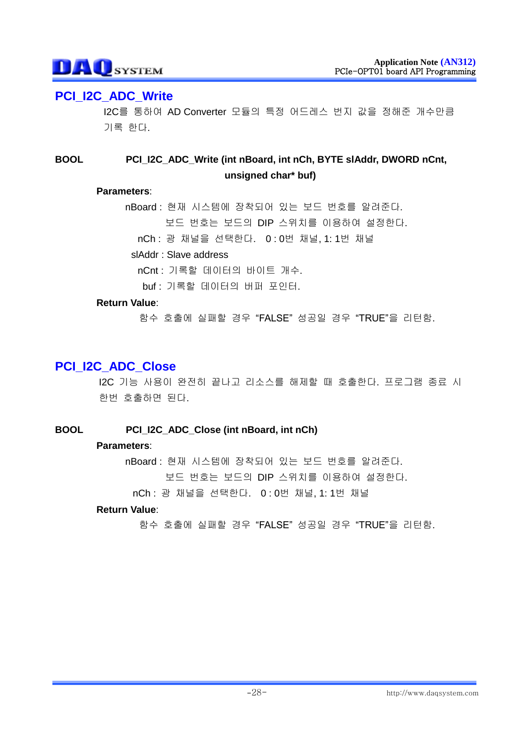## PCI_I2C_ADC_Write

I2C를 통하여 AD Converter 모듈의 특정 어드레스 번지 값을 정해준 개수만큼 기록 한다.

**BOOL** **PCI_I2C_ADC_Write (int nBoard, int nCh, BYTE slAddr, DWORD nCnt, unsigned char* buf)**

**Parameters**:

nBoard : 현재 시스템에 장착되어 있는 보드 번호를 알려준다.
보드 번호는 보드의 DIP 스위치를 이용하여 설정한다.

nCh : 광 채널을 선택한다. 0 : 0번 채널, 1: 1번 채널

slAddr : Slave address

nCnt : 기록할 데이터의 바이트 개수.

buf : 기록할 데이터의 버퍼 포인터.

**Return Value**:

함수 호출에 실패할 경우 "FALSE" 성공일 경우 "TRUE"을 리턴함.

## PCI_I2C_ADC_Close

I2C 기능 사용이 완전히 끝나고 리소스를 해제할 때 호출한다. 프로그램 종료 시 한번 호출하면 된다.

**BOOL** **PCI_I2C_ADC_Close (int nBoard, int nCh)**

**Parameters**:

nBoard : 현재 시스템에 장착되어 있는 보드 번호를 알려준다.
보드 번호는 보드의 DIP 스위치를 이용하여 설정한다.

nCh : 광 채널을 선택한다. 0 : 0번 채널, 1: 1번 채널

**Return Value**:

함수 호출에 실패할 경우 "FALSE" 성공일 경우 "TRUE"을 리턴함.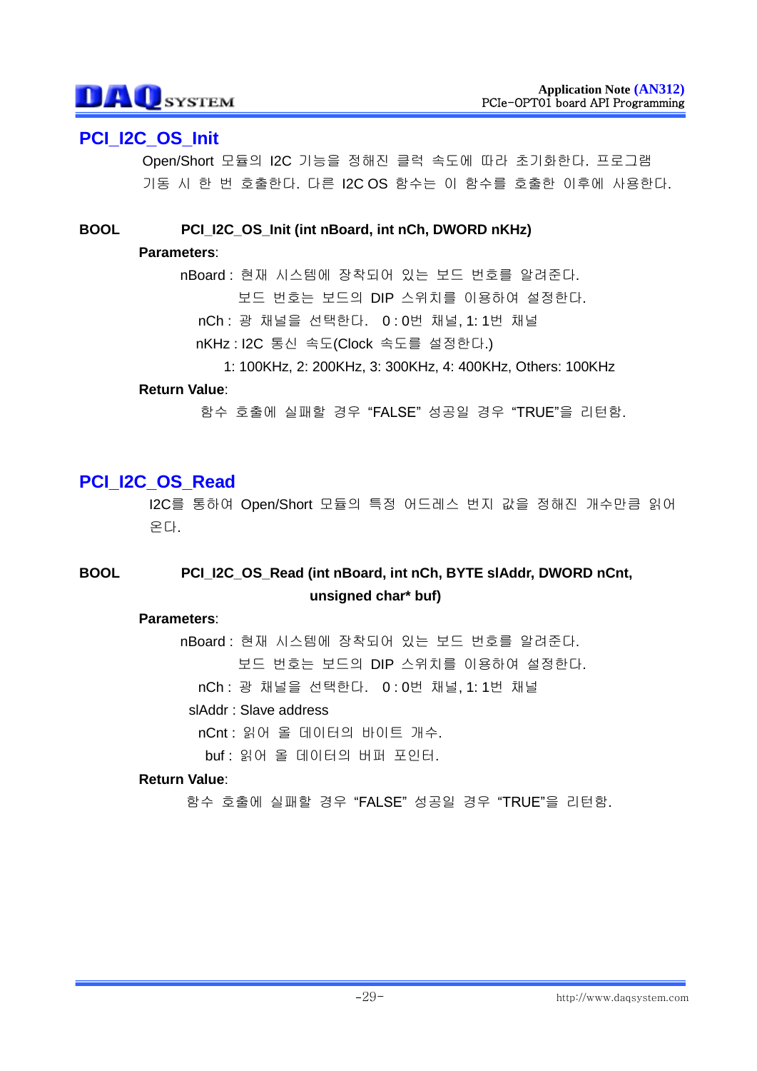## PCI_I2C_OS_Init

Open/Short 모듈의 I2C 기능을 정해진 클럭 속도에 따라 초기화한다. 프로그램 기동 시 한 번 호출한다. 다른 I2C OS 함수는 이 함수를 호출한 이후에 사용한다.

**BOOL** **PCI_I2C_OS_Init (int nBoard, int nCh, DWORD nKHz)**

**Parameters**:

nBoard : 현재 시스템에 장착되어 있는 보드 번호를 알려준다.
보드 번호는 보드의 DIP 스위치를 이용하여 설정한다.

nCh : 광 채널을 선택한다. 0 : 0번 채널, 1: 1번 채널

nKHz : I2C 통신 속도(Clock 속도를 설정한다.)
1: 100KHz, 2: 200KHz, 3: 300KHz, 4: 400KHz, Others: 100KHz

**Return Value**:

함수 호출에 실패할 경우 "FALSE" 성공일 경우 "TRUE"을 리턴함.

## PCI_I2C_OS_Read

I2C를 통하여 Open/Short 모듈의 특정 어드레스 번지 값을 정해진 개수만큼 읽어 온다.

**BOOL** **PCI_I2C_OS_Read (int nBoard, int nCh, BYTE slAddr, DWORD nCnt, unsigned char* buf)**

**Parameters**:

nBoard : 현재 시스템에 장착되어 있는 보드 번호를 알려준다.
보드 번호는 보드의 DIP 스위치를 이용하여 설정한다.

nCh : 광 채널을 선택한다. 0 : 0번 채널, 1: 1번 채널

slAddr : Slave address

nCnt : 읽어 올 데이터의 바이트 개수.

buf : 읽어 올 데이터의 버퍼 포인터.

**Return Value**:

함수 호출에 실패할 경우 "FALSE" 성공일 경우 "TRUE"을 리턴함.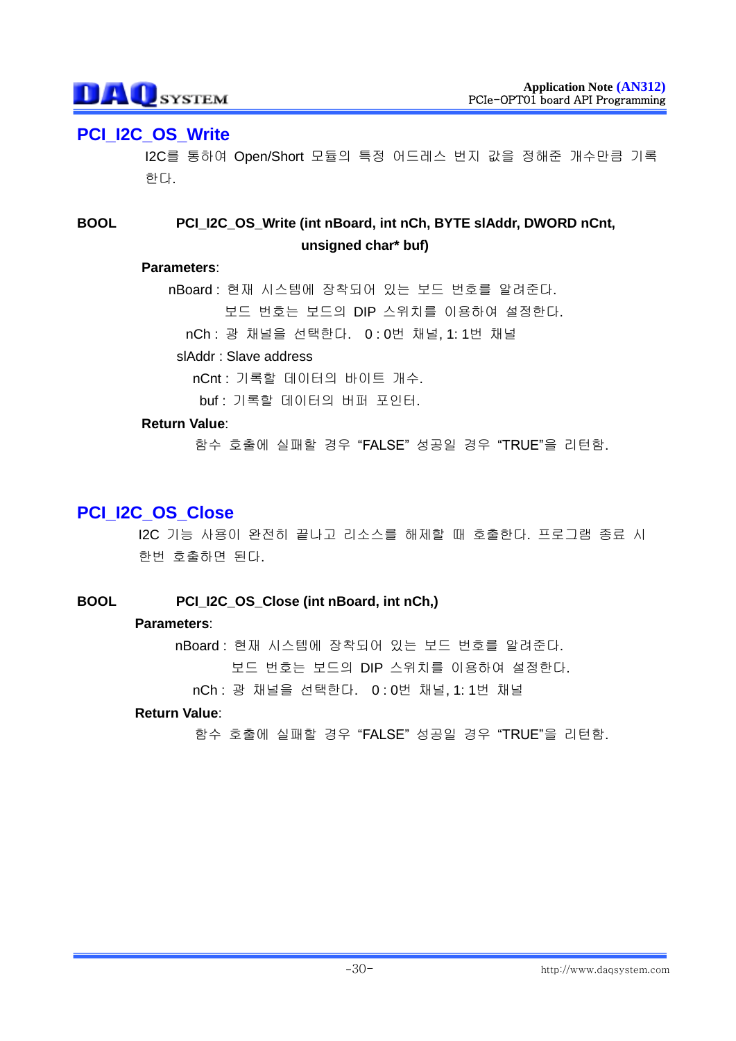## PCI_I2C_OS_Write

I2C를 통하여 Open/Short 모듈의 특정 어드레스 번지 값을 정해준 개수만큼 기록한다.

**BOOL** **PCI_I2C_OS_Write (int nBoard, int nCh, BYTE slAddr, DWORD nCnt, unsigned char* buf)**

**Parameters**:

nBoard : 현재 시스템에 장착되어 있는 보드 번호를 알려준다.
보드 번호는 보드의 DIP 스위치를 이용하여 설정한다.

nCh : 광 채널을 선택한다. 0 : 0번 채널, 1: 1번 채널

slAddr : Slave address

nCnt : 기록할 데이터의 바이트 개수.

buf : 기록할 데이터의 버퍼 포인터.

**Return Value**:

함수 호출에 실패할 경우 "FALSE" 성공일 경우 "TRUE"을 리턴함.

## PCI_I2C_OS_Close

I2C 기능 사용이 완전히 끝나고 리소스를 해제할 때 호출한다. 프로그램 종료 시 한번 호출하면 된다.

**BOOL** **PCI_I2C_OS_Close (int nBoard, int nCh,)**

**Parameters**:

nBoard : 현재 시스템에 장착되어 있는 보드 번호를 알려준다.
보드 번호는 보드의 DIP 스위치를 이용하여 설정한다.

nCh : 광 채널을 선택한다. 0 : 0번 채널, 1: 1번 채널

**Return Value**:

함수 호출에 실패할 경우 "FALSE" 성공일 경우 "TRUE"을 리턴함.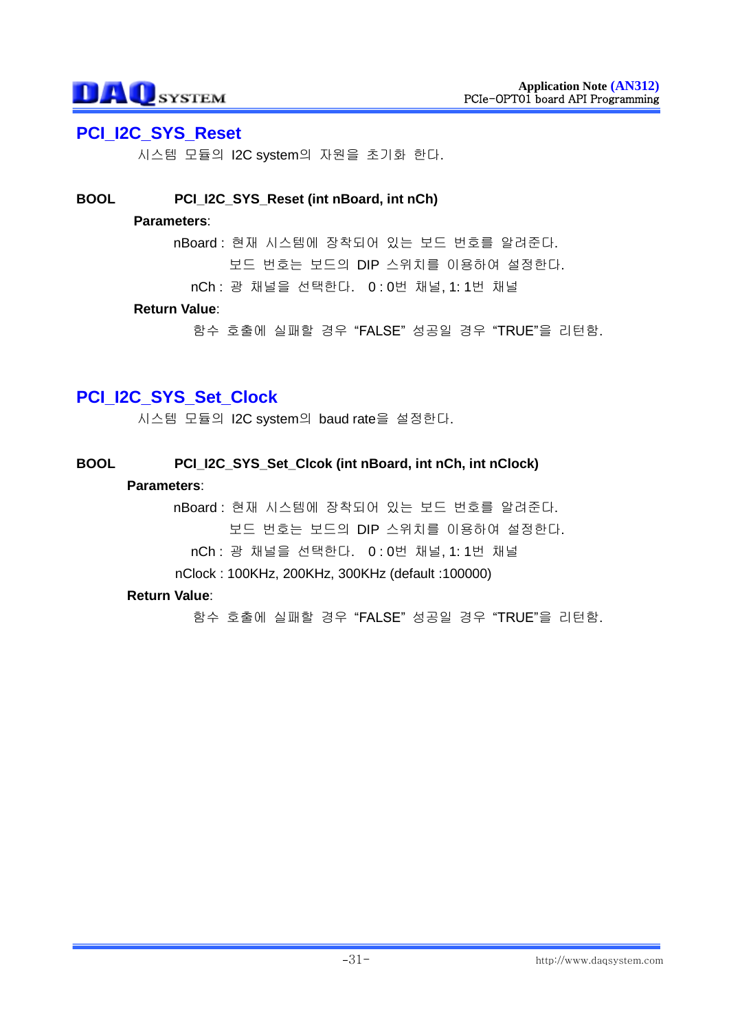## PCI_I2C_SYS_Reset

시스템 모듈의 I2C system의 자원을 초기화 한다.

**BOOL** **PCI_I2C_SYS_Reset (int nBoard, int nCh)**

**Parameters**:

nBoard : 현재 시스템에 장착되어 있는 보드 번호를 알려준다.
보드 번호는 보드의 DIP 스위치를 이용하여 설정한다.

nCh : 광 채널을 선택한다. 0 : 0번 채널, 1: 1번 채널

**Return Value**:

함수 호출에 실패할 경우 "FALSE" 성공일 경우 "TRUE"을 리턴함.

## PCI_I2C_SYS_Set_Clock

시스템 모듈의 I2C system의 baud rate을 설정한다.

**BOOL** **PCI_I2C_SYS_Set_Clcok (int nBoard, int nCh, int nClock)**

**Parameters**:

nBoard : 현재 시스템에 장착되어 있는 보드 번호를 알려준다.
보드 번호는 보드의 DIP 스위치를 이용하여 설정한다.

nCh : 광 채널을 선택한다. 0 : 0번 채널, 1: 1번 채널

nClock : 100KHz, 200KHz, 300KHz (default :100000)

**Return Value**:

함수 호출에 실패할 경우 "FALSE" 성공일 경우 "TRUE"을 리턴함.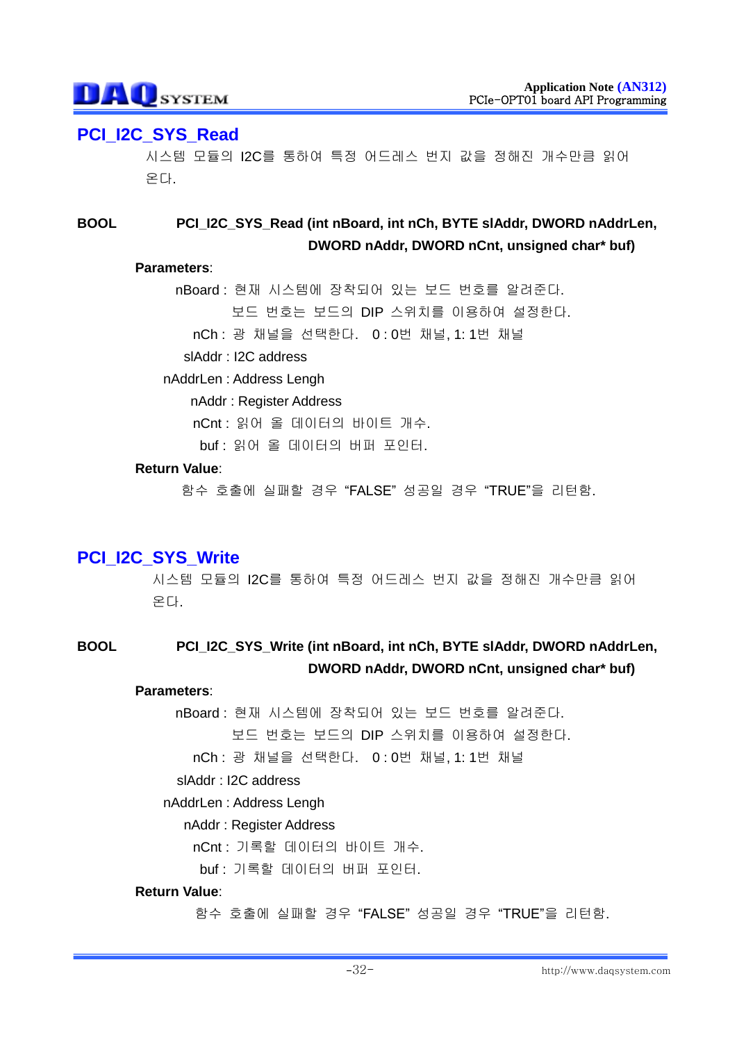## PCI_I2C_SYS_Read

시스템 모듈의 I2C를 통하여 특정 어드레스 번지 값을 정해진 개수만큼 읽어 온다.

**BOOL** **PCI_I2C_SYS_Read (int nBoard, int nCh, BYTE slAddr, DWORD nAddrLen, DWORD nAddr, DWORD nCnt, unsigned char* buf)**

**Parameters**:

nBoard : 현재 시스템에 장착되어 있는 보드 번호를 알려준다.
보드 번호는 보드의 DIP 스위치를 이용하여 설정한다.

nCh : 광 채널을 선택한다. 0 : 0번 채널, 1: 1번 채널

slAddr : I2C address

nAddrLen : Address Lengh

nAddr : Register Address

nCnt : 읽어 올 데이터의 바이트 개수.

buf : 읽어 올 데이터의 버퍼 포인터.

**Return Value**:

함수 호출에 실패할 경우 “FALSE” 성공일 경우 “TRUE”을 리턴함.

## PCI_I2C_SYS_Write

시스템 모듈의 I2C를 통하여 특정 어드레스 번지 값을 정해진 개수만큼 읽어 온다.

**BOOL** **PCI_I2C_SYS_Write (int nBoard, int nCh, BYTE slAddr, DWORD nAddrLen, DWORD nAddr, DWORD nCnt, unsigned char* buf)**

**Parameters**:

nBoard : 현재 시스템에 장착되어 있는 보드 번호를 알려준다.
보드 번호는 보드의 DIP 스위치를 이용하여 설정한다.

nCh : 광 채널을 선택한다. 0 : 0번 채널, 1: 1번 채널

slAddr : I2C address

nAddrLen : Address Lengh

nAddr : Register Address

nCnt : 기록할 데이터의 바이트 개수.

buf : 기록할 데이터의 버퍼 포인터.

**Return Value**:

함수 호출에 실패할 경우 “FALSE” 성공일 경우 “TRUE”을 리턴함.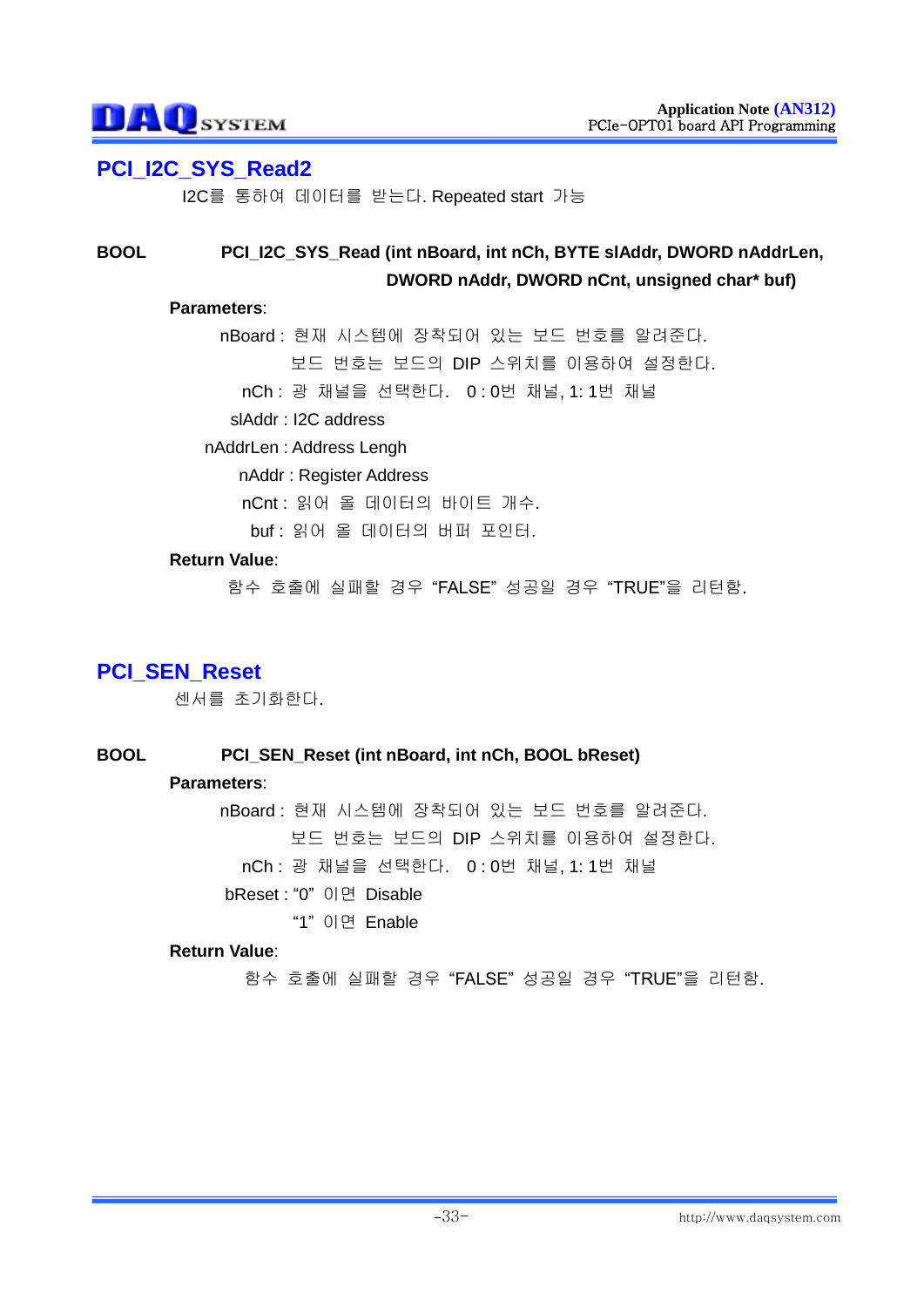## PCI_I2C_SYS_Read2

I2C를 통하여 데이터를 받는다. Repeated start 가능

**BOOL PCI_I2C_SYS_Read (int nBoard, int nCh, BYTE slAddr, DWORD nAddrLen, DWORD nAddr, DWORD nCnt, unsigned char* buf)**

**Parameters**:

nBoard : 현재 시스템에 장착되어 있는 보드 번호를 알려준다.
보드 번호는 보드의 DIP 스위치를 이용하여 설정한다.

nCh : 광 채널을 선택한다. 0 : 0번 채널, 1: 1번 채널

slAddr : I2C address

nAddrLen : Address Lengh

nAddr : Register Address

nCnt : 읽어 올 데이터의 바이트 개수.

buf : 읽어 올 데이터의 버퍼 포인터.

**Return Value**:

함수 호출에 실패할 경우 “FALSE” 성공일 경우 “TRUE”을 리턴함.

## PCI_SEN_Reset

센서를 초기화한다.

**BOOL PCI_SEN_Reset (int nBoard, int nCh, BOOL bReset)**

**Parameters**:

nBoard : 현재 시스템에 장착되어 있는 보드 번호를 알려준다.
보드 번호는 보드의 DIP 스위치를 이용하여 설정한다.

nCh : 광 채널을 선택한다. 0 : 0번 채널, 1: 1번 채널

bReset : “0” 이면 Disable
“1” 이면 Enable

**Return Value**:

함수 호출에 실패할 경우 “FALSE” 성공일 경우 “TRUE”을 리턴함.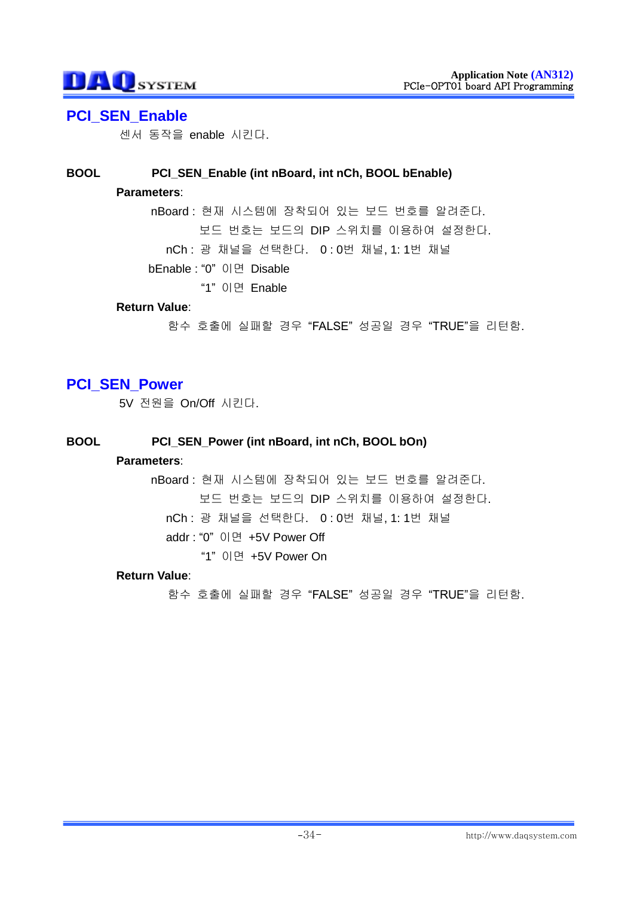## PCI_SEN_Enable

센서 동작을 enable 시킨다.

**BOOL** **PCI_SEN_Enable (int nBoard, int nCh, BOOL bEnable)**

**Parameters**:

nBoard : 현재 시스템에 장착되어 있는 보드 번호를 알려준다.
보드 번호는 보드의 DIP 스위치를 이용하여 설정한다.

nCh : 광 채널을 선택한다. 0 : 0번 채널, 1: 1번 채널

bEnable : “0” 이면 Disable
“1” 이면 Enable

**Return Value**:

함수 호출에 실패할 경우 “FALSE” 성공일 경우 “TRUE”을 리턴함.

## PCI_SEN_Power

5V 전원을 On/Off 시킨다.

**BOOL** **PCI_SEN_Power (int nBoard, int nCh, BOOL bOn)**

**Parameters**:

nBoard : 현재 시스템에 장착되어 있는 보드 번호를 알려준다.
보드 번호는 보드의 DIP 스위치를 이용하여 설정한다.

nCh : 광 채널을 선택한다. 0 : 0번 채널, 1: 1번 채널

addr : “0” 이면 +5V Power Off
“1” 이면 +5V Power On

**Return Value**:

함수 호출에 실패할 경우 “FALSE” 성공일 경우 “TRUE”을 리턴함.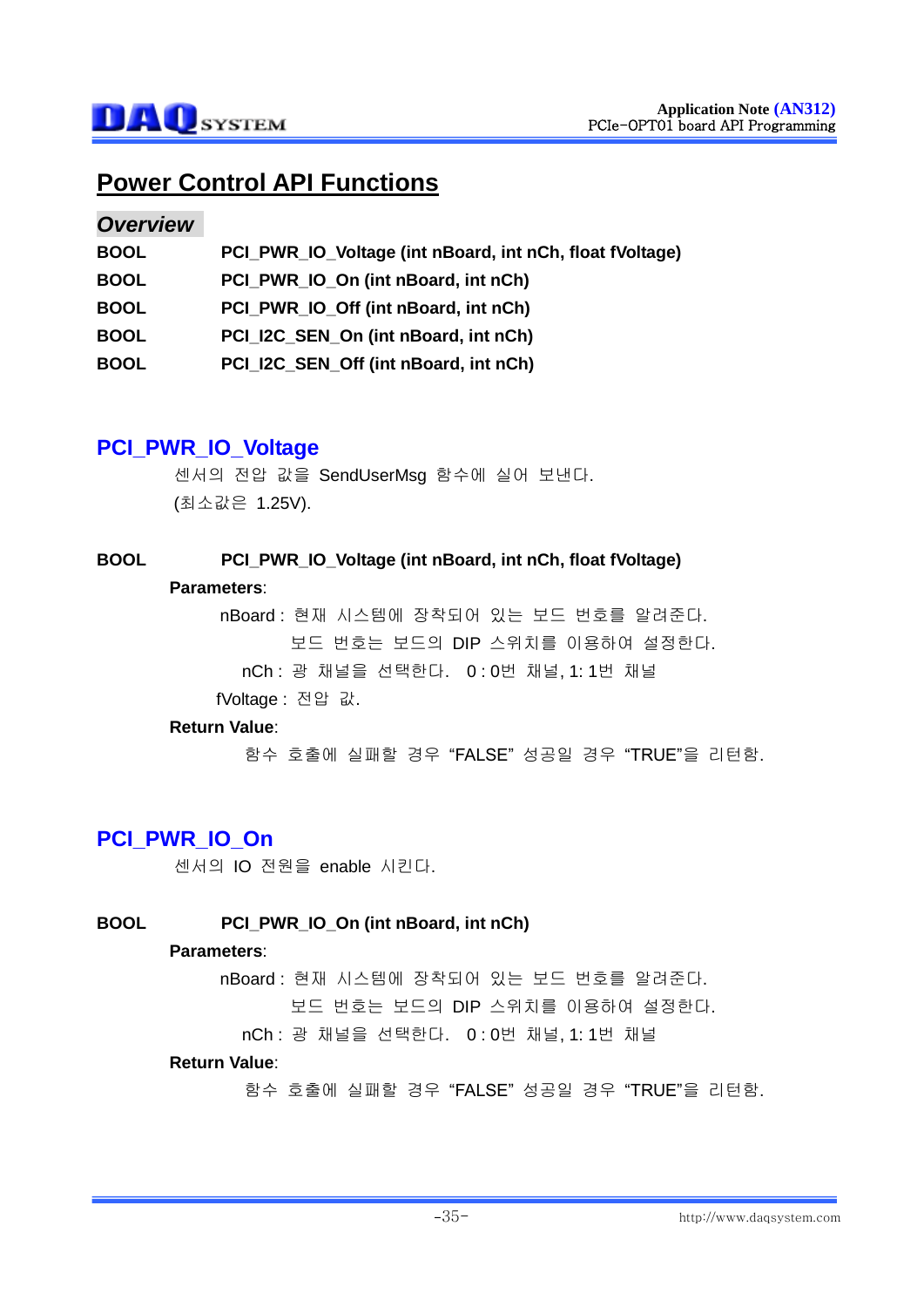# Power Control API Functions

## *Overview*

| | |
|---|---|
| **BOOL** | **PCI_PWR_IO_Voltage (int nBoard, int nCh, float fVoltage)** |
| **BOOL** | **PCI_PWR_IO_On (int nBoard, int nCh)** |
| **BOOL** | **PCI_PWR_IO_Off (int nBoard, int nCh)** |
| **BOOL** | **PCI_I2C_SEN_On (int nBoard, int nCh)** |
| **BOOL** | **PCI_I2C_SEN_Off (int nBoard, int nCh)** |

## PCI_PWR_IO_Voltage

센서의 전압 값을 SendUserMsg 함수에 실어 보낸다.
(최소값은 1.25V).

**BOOL** **PCI_PWR_IO_Voltage (int nBoard, int nCh, float fVoltage)**

**Parameters**:

nBoard : 현재 시스템에 장착되어 있는 보드 번호를 알려준다.
보드 번호는 보드의 DIP 스위치를 이용하여 설정한다.

nCh : 광 채널을 선택한다. 0 : 0번 채널, 1: 1번 채널

fVoltage : 전압 값.

**Return Value**:

함수 호출에 실패할 경우 “FALSE” 성공일 경우 “TRUE”을 리턴함.

## PCI_PWR_IO_On

센서의 IO 전원을 enable 시킨다.

**BOOL** **PCI_PWR_IO_On (int nBoard, int nCh)**

**Parameters**:

nBoard : 현재 시스템에 장착되어 있는 보드 번호를 알려준다.
보드 번호는 보드의 DIP 스위치를 이용하여 설정한다.

nCh : 광 채널을 선택한다. 0 : 0번 채널, 1: 1번 채널

**Return Value**:

함수 호출에 실패할 경우 “FALSE” 성공일 경우 “TRUE”을 리턴함.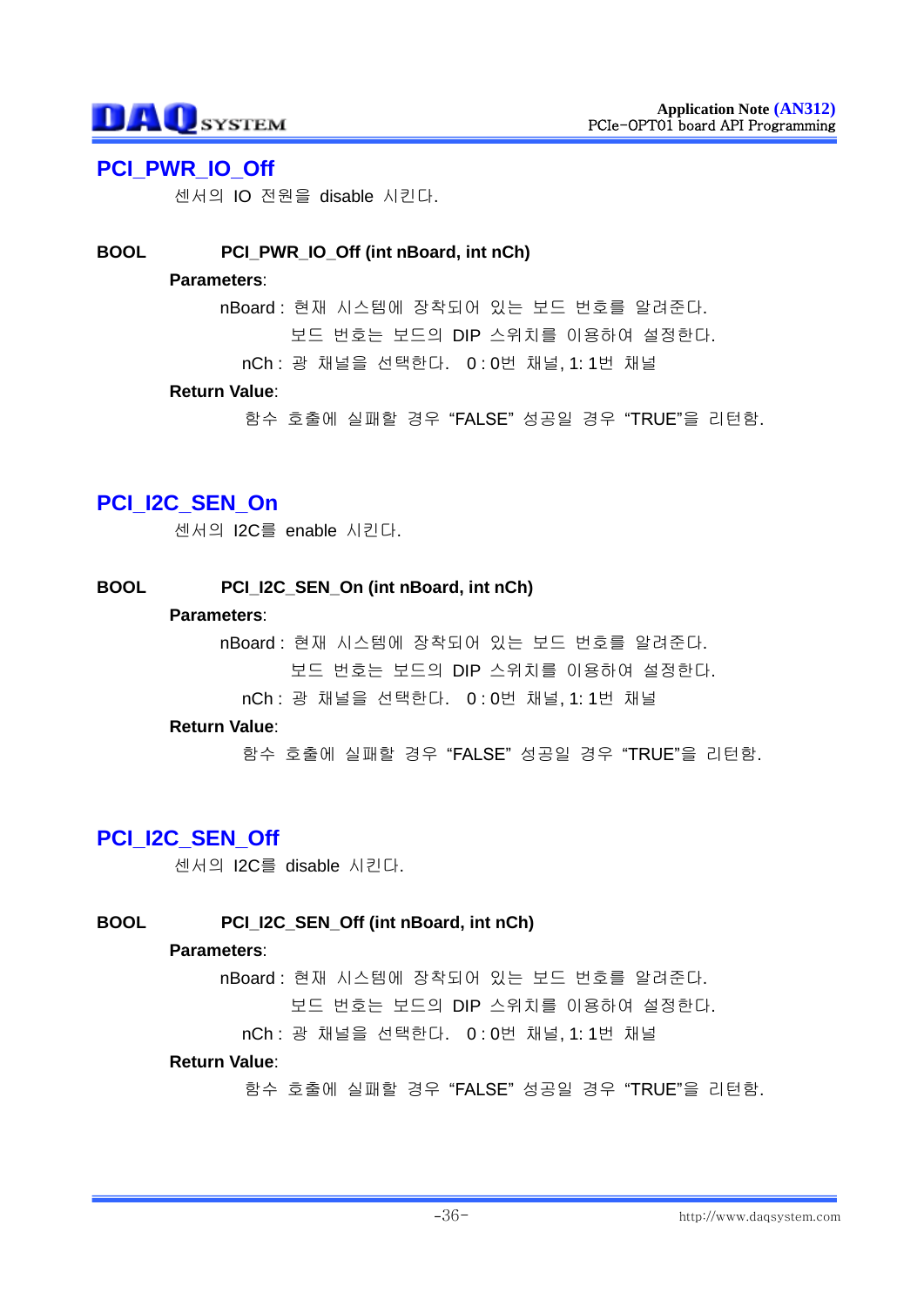## PCI_PWR_IO_Off

센서의 IO 전원을 disable 시킨다.

**BOOL** **PCI_PWR_IO_Off (int nBoard, int nCh)**

**Parameters**:

nBoard : 현재 시스템에 장착되어 있는 보드 번호를 알려준다.
보드 번호는 보드의 DIP 스위치를 이용하여 설정한다.

nCh : 광 채널을 선택한다. 0 : 0번 채널, 1: 1번 채널

**Return Value**:

함수 호출에 실패할 경우 "FALSE" 성공일 경우 "TRUE"을 리턴함.

## PCI_I2C_SEN_On

센서의 I2C를 enable 시킨다.

**BOOL** **PCI_I2C_SEN_On (int nBoard, int nCh)**

**Parameters**:

nBoard : 현재 시스템에 장착되어 있는 보드 번호를 알려준다.
보드 번호는 보드의 DIP 스위치를 이용하여 설정한다.

nCh : 광 채널을 선택한다. 0 : 0번 채널, 1: 1번 채널

**Return Value**:

함수 호출에 실패할 경우 "FALSE" 성공일 경우 "TRUE"을 리턴함.

## PCI_I2C_SEN_Off

센서의 I2C를 disable 시킨다.

**BOOL** **PCI_I2C_SEN_Off (int nBoard, int nCh)**

**Parameters**:

nBoard : 현재 시스템에 장착되어 있는 보드 번호를 알려준다.
보드 번호는 보드의 DIP 스위치를 이용하여 설정한다.

nCh : 광 채널을 선택한다. 0 : 0번 채널, 1: 1번 채널

**Return Value**:

함수 호출에 실패할 경우 "FALSE" 성공일 경우 "TRUE"을 리턴함.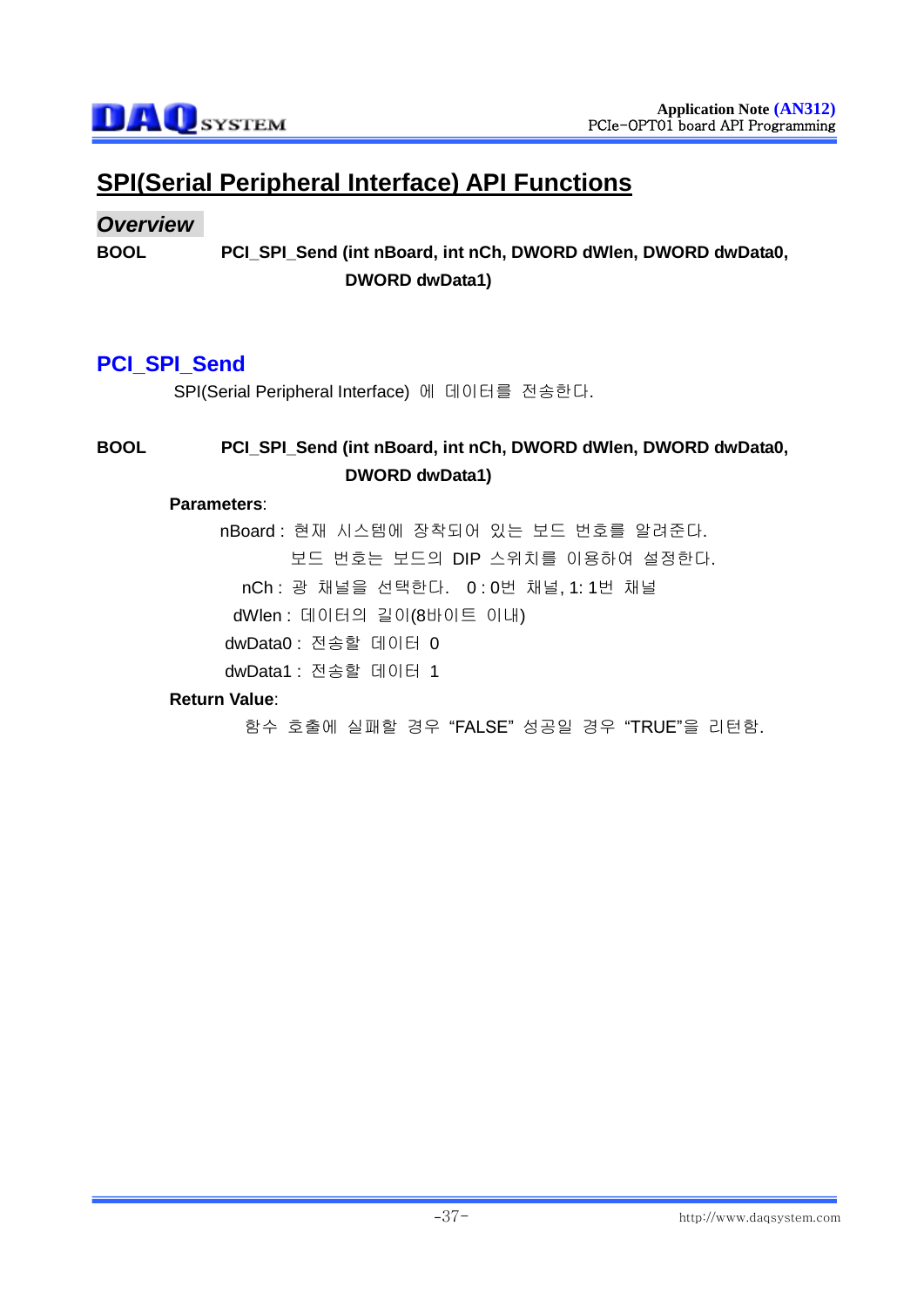# SPI(Serial Peripheral Interface) API Functions

## *Overview*

**BOOL** **PCI_SPI_Send (int nBoard, int nCh, DWORD dWlen, DWORD dwData0, DWORD dwData1)**

## PCI_SPI_Send

SPI(Serial Peripheral Interface) 에 데이터를 전송한다.

**BOOL** **PCI_SPI_Send (int nBoard, int nCh, DWORD dWlen, DWORD dwData0, DWORD dwData1)**

**Parameters**:

nBoard : 현재 시스템에 장착되어 있는 보드 번호를 알려준다.
보드 번호는 보드의 DIP 스위치를 이용하여 설정한다.

nCh : 광 채널을 선택한다.  0 : 0번 채널, 1: 1번 채널

dWlen : 데이터의 길이(8바이트 이내)

dwData0 : 전송할 데이터 0

dwData1 : 전송할 데이터 1

**Return Value**:

함수 호출에 실패할 경우 “FALSE” 성공일 경우 “TRUE”을 리턴함.